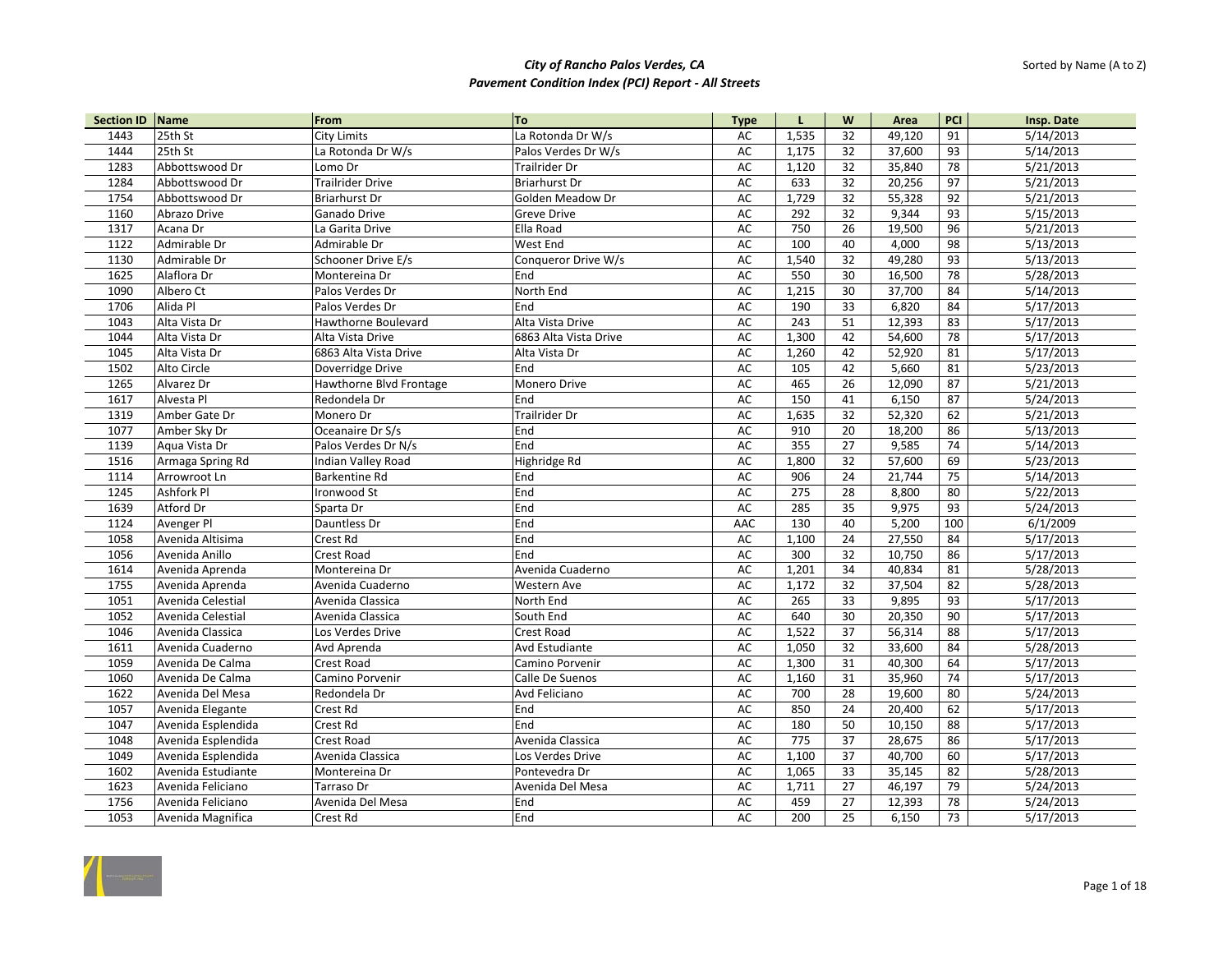# City of Rancho Palos Verdes, CA
## Pavement Condition Index (PCI) Report - All Streets

Sorted by Name (A to Z)

| Section ID | Name | From | To | Type | L | W | Area | PCI | Insp. Date |
|---|---|---|---|---|---|---|---|---|---|
| 1443 | 25th St | City Limits | La Rotonda Dr W/s | AC | 1,535 | 32 | 49,120 | 91 | 5/14/2013 |
| 1444 | 25th St | La Rotonda Dr W/s | Palos Verdes Dr W/s | AC | 1,175 | 32 | 37,600 | 93 | 5/14/2013 |
| 1283 | Abbottswood Dr | Lomo Dr | Trailrider Dr | AC | 1,120 | 32 | 35,840 | 78 | 5/21/2013 |
| 1284 | Abbottswood Dr | Trailrider Drive | Briarhurst Dr | AC | 633 | 32 | 20,256 | 97 | 5/21/2013 |
| 1754 | Abbottswood Dr | Briarhurst Dr | Golden Meadow Dr | AC | 1,729 | 32 | 55,328 | 92 | 5/21/2013 |
| 1160 | Abrazo Drive | Ganado Drive | Greve Drive | AC | 292 | 32 | 9,344 | 93 | 5/15/2013 |
| 1317 | Acana Dr | La Garita Drive | Ella Road | AC | 750 | 26 | 19,500 | 96 | 5/21/2013 |
| 1122 | Admirable Dr | Admirable Dr | West End | AC | 100 | 40 | 4,000 | 98 | 5/13/2013 |
| 1130 | Admirable Dr | Schooner Drive E/s | Conqueror Drive W/s | AC | 1,540 | 32 | 49,280 | 93 | 5/13/2013 |
| 1625 | Alaflora Dr | Montereina Dr | End | AC | 550 | 30 | 16,500 | 78 | 5/28/2013 |
| 1090 | Albero Ct | Palos Verdes Dr | North End | AC | 1,215 | 30 | 37,700 | 84 | 5/14/2013 |
| 1706 | Alida Pl | Palos Verdes Dr | End | AC | 190 | 33 | 6,820 | 84 | 5/17/2013 |
| 1043 | Alta Vista Dr | Hawthorne Boulevard | Alta Vista Drive | AC | 243 | 51 | 12,393 | 83 | 5/17/2013 |
| 1044 | Alta Vista Dr | Alta Vista Drive | 6863 Alta Vista Drive | AC | 1,300 | 42 | 54,600 | 78 | 5/17/2013 |
| 1045 | Alta Vista Dr | 6863 Alta Vista Drive | Alta Vista Dr | AC | 1,260 | 42 | 52,920 | 81 | 5/17/2013 |
| 1502 | Alto Circle | Doverridge Drive | End | AC | 105 | 42 | 5,660 | 81 | 5/23/2013 |
| 1265 | Alvarez Dr | Hawthorne Blvd Frontage | Monero Drive | AC | 465 | 26 | 12,090 | 87 | 5/21/2013 |
| 1617 | Alvesta Pl | Redondela Dr | End | AC | 150 | 41 | 6,150 | 87 | 5/24/2013 |
| 1319 | Amber Gate Dr | Monero Dr | Trailrider Dr | AC | 1,635 | 32 | 52,320 | 62 | 5/21/2013 |
| 1077 | Amber Sky Dr | Oceanaire Dr S/s | End | AC | 910 | 20 | 18,200 | 86 | 5/13/2013 |
| 1139 | Aqua Vista Dr | Palos Verdes Dr N/s | End | AC | 355 | 27 | 9,585 | 74 | 5/14/2013 |
| 1516 | Armaga Spring Rd | Indian Valley Road | Highridge Rd | AC | 1,800 | 32 | 57,600 | 69 | 5/23/2013 |
| 1114 | Arrowroot Ln | Barkentine Rd | End | AC | 906 | 24 | 21,744 | 75 | 5/14/2013 |
| 1245 | Ashfork Pl | Ironwood St | End | AC | 275 | 28 | 8,800 | 80 | 5/22/2013 |
| 1639 | Atford Dr | Sparta Dr | End | AC | 285 | 35 | 9,975 | 93 | 5/24/2013 |
| 1124 | Avenger Pl | Dauntless Dr | End | AAC | 130 | 40 | 5,200 | 100 | 6/1/2009 |
| 1058 | Avenida Altisima | Crest Rd | End | AC | 1,100 | 24 | 27,550 | 84 | 5/17/2013 |
| 1056 | Avenida Anillo | Crest Road | End | AC | 300 | 32 | 10,750 | 86 | 5/17/2013 |
| 1614 | Avenida Aprenda | Montereina Dr | Avenida Cuaderno | AC | 1,201 | 34 | 40,834 | 81 | 5/28/2013 |
| 1755 | Avenida Aprenda | Avenida Cuaderno | Western Ave | AC | 1,172 | 32 | 37,504 | 82 | 5/28/2013 |
| 1051 | Avenida Celestial | Avenida Classica | North End | AC | 265 | 33 | 9,895 | 93 | 5/17/2013 |
| 1052 | Avenida Celestial | Avenida Classica | South End | AC | 640 | 30 | 20,350 | 90 | 5/17/2013 |
| 1046 | Avenida Classica | Los Verdes Drive | Crest Road | AC | 1,522 | 37 | 56,314 | 88 | 5/17/2013 |
| 1611 | Avenida Cuaderno | Avd Aprenda | Avd Estudiante | AC | 1,050 | 32 | 33,600 | 84 | 5/28/2013 |
| 1059 | Avenida De Calma | Crest Road | Camino Porvenir | AC | 1,300 | 31 | 40,300 | 64 | 5/17/2013 |
| 1060 | Avenida De Calma | Camino Porvenir | Calle De Suenos | AC | 1,160 | 31 | 35,960 | 74 | 5/17/2013 |
| 1622 | Avenida Del Mesa | Redondela Dr | Avd Feliciano | AC | 700 | 28 | 19,600 | 80 | 5/24/2013 |
| 1057 | Avenida Elegante | Crest Rd | End | AC | 850 | 24 | 20,400 | 62 | 5/17/2013 |
| 1047 | Avenida Esplendida | Crest Rd | End | AC | 180 | 50 | 10,150 | 88 | 5/17/2013 |
| 1048 | Avenida Esplendida | Crest Road | Avenida Classica | AC | 775 | 37 | 28,675 | 86 | 5/17/2013 |
| 1049 | Avenida Esplendida | Avenida Classica | Los Verdes Drive | AC | 1,100 | 37 | 40,700 | 60 | 5/17/2013 |
| 1602 | Avenida Estudiante | Montereina Dr | Pontevedra Dr | AC | 1,065 | 33 | 35,145 | 82 | 5/28/2013 |
| 1623 | Avenida Feliciano | Tarraso Dr | Avenida Del Mesa | AC | 1,711 | 27 | 46,197 | 79 | 5/24/2013 |
| 1756 | Avenida Feliciano | Avenida Del Mesa | End | AC | 459 | 27 | 12,393 | 78 | 5/24/2013 |
| 1053 | Avenida Magnifica | Crest Rd | End | AC | 200 | 25 | 6,150 | 73 | 5/17/2013 |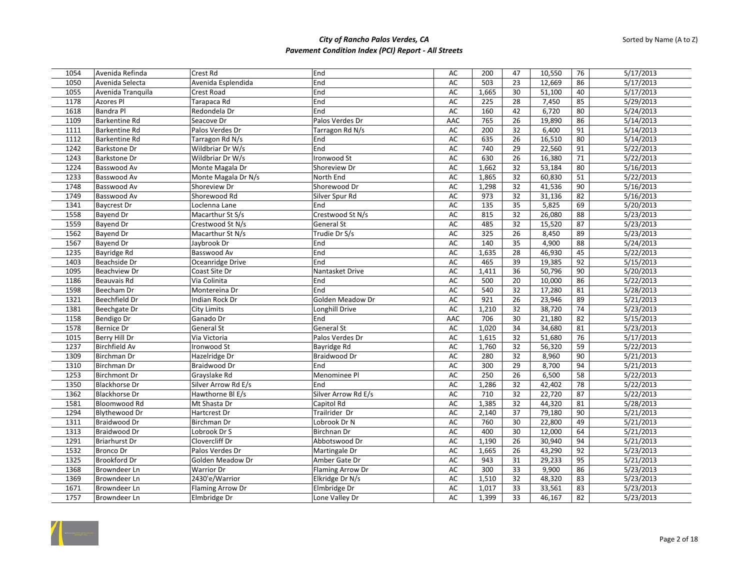| | | | | | | | | | |
|---|---|---|---|---|---|---|---|---|---|
| 1054 | Avenida Refinda | Crest Rd | End | AC | 200 | 47 | 10,550 | 76 | 5/17/2013 |
| 1050 | Avenida Selecta | Avenida Esplendida | End | AC | 503 | 23 | 12,669 | 86 | 5/17/2013 |
| 1055 | Avenida Tranquila | Crest Road | End | AC | 1,665 | 30 | 51,100 | 40 | 5/17/2013 |
| 1178 | Azores Pl | Tarapaca Rd | End | AC | 225 | 28 | 7,450 | 85 | 5/29/2013 |
| 1618 | Bandra Pl | Redondela Dr | End | AC | 160 | 42 | 6,720 | 80 | 5/24/2013 |
| 1109 | Barkentine Rd | Seacove Dr | Palos Verdes Dr | AAC | 765 | 26 | 19,890 | 86 | 5/14/2013 |
| 1111 | Barkentine Rd | Palos Verdes Dr | Tarragon Rd N/s | AC | 200 | 32 | 6,400 | 91 | 5/14/2013 |
| 1112 | Barkentine Rd | Tarragon Rd N/s | End | AC | 635 | 26 | 16,510 | 80 | 5/14/2013 |
| 1242 | Barkstone Dr | Wildbriar Dr W/s | End | AC | 740 | 29 | 22,560 | 91 | 5/22/2013 |
| 1243 | Barkstone Dr | Wildbriar Dr W/s | Ironwood St | AC | 630 | 26 | 16,380 | 71 | 5/22/2013 |
| 1224 | Basswood Av | Monte Magala Dr | Shoreview Dr | AC | 1,662 | 32 | 53,184 | 80 | 5/16/2013 |
| 1233 | Basswood Av | Monte Magala Dr N/s | North End | AC | 1,865 | 32 | 60,830 | 51 | 5/22/2013 |
| 1748 | Basswood Av | Shoreview Dr | Shorewood Dr | AC | 1,298 | 32 | 41,536 | 90 | 5/16/2013 |
| 1749 | Basswood Av | Shorewood Rd | Silver Spur Rd | AC | 973 | 32 | 31,136 | 82 | 5/16/2013 |
| 1341 | Baycrest Dr | Loclenna Lane | End | AC | 135 | 35 | 5,825 | 69 | 5/20/2013 |
| 1558 | Bayend Dr | Macarthur St S/s | Crestwood St N/s | AC | 815 | 32 | 26,080 | 88 | 5/23/2013 |
| 1559 | Bayend Dr | Crestwood St N/s | General St | AC | 485 | 32 | 15,520 | 87 | 5/23/2013 |
| 1562 | Bayend Dr | Macarthur St N/s | Trudie Dr S/s | AC | 325 | 26 | 8,450 | 89 | 5/23/2013 |
| 1567 | Bayend Dr | Jaybrook Dr | End | AC | 140 | 35 | 4,900 | 88 | 5/24/2013 |
| 1235 | Bayridge Rd | Basswood Av | End | AC | 1,635 | 28 | 46,930 | 45 | 5/22/2013 |
| 1403 | Beachside Dr | Oceanridge Drive | End | AC | 465 | 39 | 19,385 | 92 | 5/15/2013 |
| 1095 | Beachview Dr | Coast Site Dr | Nantasket Drive | AC | 1,411 | 36 | 50,796 | 90 | 5/20/2013 |
| 1186 | Beauvais Rd | Via Colinita | End | AC | 500 | 20 | 10,000 | 86 | 5/22/2013 |
| 1598 | Beecham Dr | Montereina Dr | End | AC | 540 | 32 | 17,280 | 81 | 5/28/2013 |
| 1321 | Beechfield Dr | Indian Rock Dr | Golden Meadow Dr | AC | 921 | 26 | 23,946 | 89 | 5/21/2013 |
| 1381 | Beechgate Dr | City Limits | Longhill Drive | AC | 1,210 | 32 | 38,720 | 74 | 5/23/2013 |
| 1158 | Bendigo Dr | Ganado Dr | End | AAC | 706 | 30 | 21,180 | 82 | 5/15/2013 |
| 1578 | Bernice Dr | General St | General St | AC | 1,020 | 34 | 34,680 | 81 | 5/23/2013 |
| 1015 | Berry Hill Dr | Via Victoria | Palos Verdes Dr | AC | 1,615 | 32 | 51,680 | 76 | 5/17/2013 |
| 1237 | Birchfield Av | Ironwood St | Bayridge Rd | AC | 1,760 | 32 | 56,320 | 59 | 5/22/2013 |
| 1309 | Birchman Dr | Hazelridge Dr | Braidwood Dr | AC | 280 | 32 | 8,960 | 90 | 5/21/2013 |
| 1310 | Birchman Dr | Braidwood Dr | End | AC | 300 | 29 | 8,700 | 94 | 5/21/2013 |
| 1253 | Birchmont Dr | Grayslake Rd | Menominee Pl | AC | 250 | 26 | 6,500 | 58 | 5/22/2013 |
| 1350 | Blackhorse Dr | Silver Arrow Rd E/s | End | AC | 1,286 | 32 | 42,402 | 78 | 5/22/2013 |
| 1362 | Blackhorse Dr | Hawthorne Bl E/s | Silver Arrow Rd E/s | AC | 710 | 32 | 22,720 | 87 | 5/22/2013 |
| 1581 | Bloomwood Rd | Mt Shasta Dr | Capitol Rd | AC | 1,385 | 32 | 44,320 | 81 | 5/28/2013 |
| 1294 | Blythewood Dr | Hartcrest Dr | Trailrider Dr | AC | 2,140 | 37 | 79,180 | 90 | 5/21/2013 |
| 1311 | Braidwood Dr | Birchman Dr | Lobrook Dr N | AC | 760 | 30 | 22,800 | 49 | 5/21/2013 |
| 1313 | Braidwood Dr | Lobrook Dr S | Birchnan Dr | AC | 400 | 30 | 12,000 | 64 | 5/21/2013 |
| 1291 | Briarhurst Dr | Clovercliff Dr | Abbotswood Dr | AC | 1,190 | 26 | 30,940 | 94 | 5/21/2013 |
| 1532 | Bronco Dr | Palos Verdes Dr | Martingale Dr | AC | 1,665 | 26 | 43,290 | 92 | 5/23/2013 |
| 1325 | Brookford Dr | Golden Meadow Dr | Amber Gate Dr | AC | 943 | 31 | 29,233 | 95 | 5/21/2013 |
| 1368 | Browndeer Ln | Warrior Dr | Flaming Arrow Dr | AC | 300 | 33 | 9,900 | 86 | 5/23/2013 |
| 1369 | Browndeer Ln | 2430'e/Warrior | Elkridge Dr N/s | AC | 1,510 | 32 | 48,320 | 83 | 5/23/2013 |
| 1671 | Browndeer Ln | Flaming Arrow Dr | Elmbridge Dr | AC | 1,017 | 33 | 33,561 | 83 | 5/23/2013 |
| 1757 | Browndeer Ln | Elmbridge Dr | Lone Valley Dr | AC | 1,399 | 33 | 46,167 | 82 | 5/23/2013 |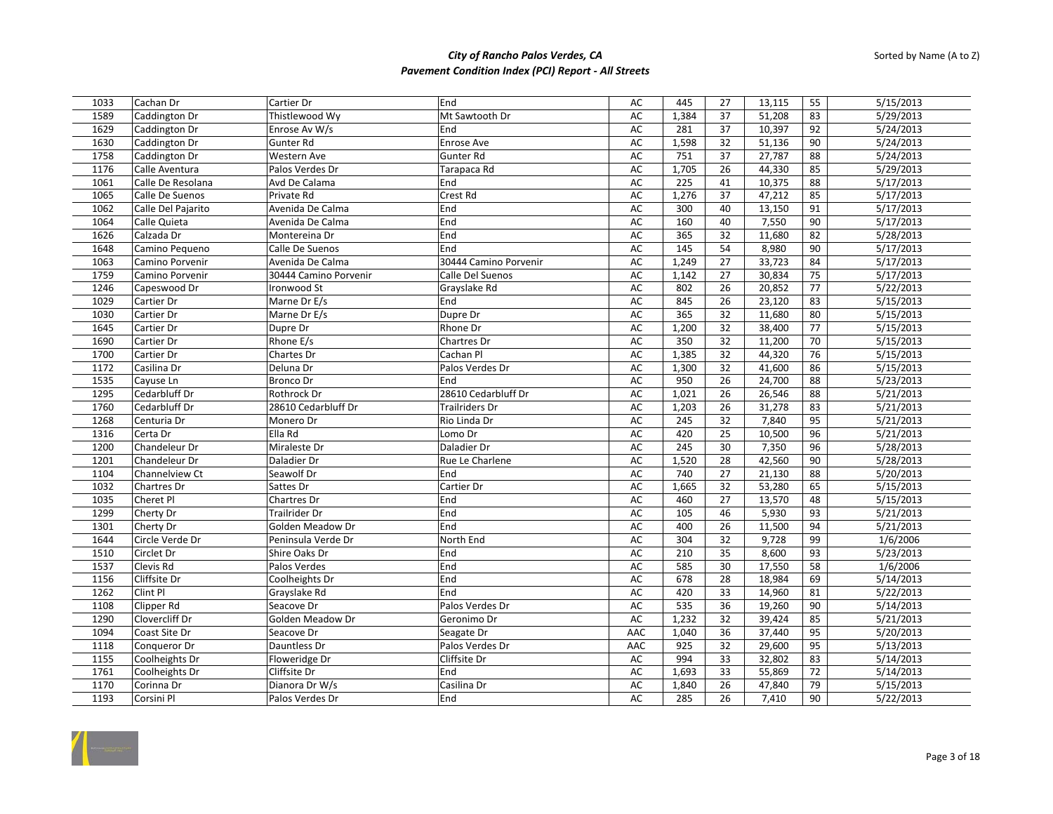# City of Rancho Palos Verdes, CA
## Pavement Condition Index (PCI) Report - All Streets

Sorted by Name (A to Z)

| | | | | | | | | | |
|---|---|---|---|---|---|---|---|---|---|
| 1033 | Cachan Dr | Cartier Dr | End | AC | 445 | 27 | 13,115 | 55 | 5/15/2013 |
| 1589 | Caddington Dr | Thistlewood Wy | Mt Sawtooth Dr | AC | 1,384 | 37 | 51,208 | 83 | 5/29/2013 |
| 1629 | Caddington Dr | Enrose Av W/s | End | AC | 281 | 37 | 10,397 | 92 | 5/24/2013 |
| 1630 | Caddington Dr | Gunter Rd | Enrose Ave | AC | 1,598 | 32 | 51,136 | 90 | 5/24/2013 |
| 1758 | Caddington Dr | Western Ave | Gunter Rd | AC | 751 | 37 | 27,787 | 88 | 5/24/2013 |
| 1176 | Calle Aventura | Palos Verdes Dr | Tarapaca Rd | AC | 1,705 | 26 | 44,330 | 85 | 5/29/2013 |
| 1061 | Calle De Resolana | Avd De Calama | End | AC | 225 | 41 | 10,375 | 88 | 5/17/2013 |
| 1065 | Calle De Suenos | Private Rd | Crest Rd | AC | 1,276 | 37 | 47,212 | 85 | 5/17/2013 |
| 1062 | Calle Del Pajarito | Avenida De Calma | End | AC | 300 | 40 | 13,150 | 91 | 5/17/2013 |
| 1064 | Calle Quieta | Avenida De Calma | End | AC | 160 | 40 | 7,550 | 90 | 5/17/2013 |
| 1626 | Calzada Dr | Montereina Dr | End | AC | 365 | 32 | 11,680 | 82 | 5/28/2013 |
| 1648 | Camino Pequeno | Calle De Suenos | End | AC | 145 | 54 | 8,980 | 90 | 5/17/2013 |
| 1063 | Camino Porvenir | Avenida De Calma | 30444 Camino Porvenir | AC | 1,249 | 27 | 33,723 | 84 | 5/17/2013 |
| 1759 | Camino Porvenir | 30444 Camino Porvenir | Calle Del Suenos | AC | 1,142 | 27 | 30,834 | 75 | 5/17/2013 |
| 1246 | Capeswood Dr | Ironwood St | Grayslake Rd | AC | 802 | 26 | 20,852 | 77 | 5/22/2013 |
| 1029 | Cartier Dr | Marne Dr E/s | End | AC | 845 | 26 | 23,120 | 83 | 5/15/2013 |
| 1030 | Cartier Dr | Marne Dr E/s | Dupre Dr | AC | 365 | 32 | 11,680 | 80 | 5/15/2013 |
| 1645 | Cartier Dr | Dupre Dr | Rhone Dr | AC | 1,200 | 32 | 38,400 | 77 | 5/15/2013 |
| 1690 | Cartier Dr | Rhone E/s | Chartres Dr | AC | 350 | 32 | 11,200 | 70 | 5/15/2013 |
| 1700 | Cartier Dr | Chartes Dr | Cachan Pl | AC | 1,385 | 32 | 44,320 | 76 | 5/15/2013 |
| 1172 | Casilina Dr | Deluna Dr | Palos Verdes Dr | AC | 1,300 | 32 | 41,600 | 86 | 5/15/2013 |
| 1535 | Cayuse Ln | Bronco Dr | End | AC | 950 | 26 | 24,700 | 88 | 5/23/2013 |
| 1295 | Cedarbluff Dr | Rothrock Dr | 28610 Cedarbluff Dr | AC | 1,021 | 26 | 26,546 | 88 | 5/21/2013 |
| 1760 | Cedarbluff Dr | 28610 Cedarbluff Dr | Trailriders Dr | AC | 1,203 | 26 | 31,278 | 83 | 5/21/2013 |
| 1268 | Centuria Dr | Monero Dr | Rio Linda Dr | AC | 245 | 32 | 7,840 | 95 | 5/21/2013 |
| 1316 | Certa Dr | Ella Rd | Lomo Dr | AC | 420 | 25 | 10,500 | 96 | 5/21/2013 |
| 1200 | Chandeleur Dr | Miraleste Dr | Daladier Dr | AC | 245 | 30 | 7,350 | 96 | 5/28/2013 |
| 1201 | Chandeleur Dr | Daladier Dr | Rue Le Charlene | AC | 1,520 | 28 | 42,560 | 90 | 5/28/2013 |
| 1104 | Channelview Ct | Seawolf Dr | End | AC | 740 | 27 | 21,130 | 88 | 5/20/2013 |
| 1032 | Chartres Dr | Sattes Dr | Cartier Dr | AC | 1,665 | 32 | 53,280 | 65 | 5/15/2013 |
| 1035 | Cheret Pl | Chartres Dr | End | AC | 460 | 27 | 13,570 | 48 | 5/15/2013 |
| 1299 | Cherty Dr | Trailrider Dr | End | AC | 105 | 46 | 5,930 | 93 | 5/21/2013 |
| 1301 | Cherty Dr | Golden Meadow Dr | End | AC | 400 | 26 | 11,500 | 94 | 5/21/2013 |
| 1644 | Circle Verde Dr | Peninsula Verde Dr | North End | AC | 304 | 32 | 9,728 | 99 | 1/6/2006 |
| 1510 | Circlet Dr | Shire Oaks Dr | End | AC | 210 | 35 | 8,600 | 93 | 5/23/2013 |
| 1537 | Clevis Rd | Palos Verdes | End | AC | 585 | 30 | 17,550 | 58 | 1/6/2006 |
| 1156 | Cliffsite Dr | Coolheights Dr | End | AC | 678 | 28 | 18,984 | 69 | 5/14/2013 |
| 1262 | Clint Pl | Grayslake Rd | End | AC | 420 | 33 | 14,960 | 81 | 5/22/2013 |
| 1108 | Clipper Rd | Seacove Dr | Palos Verdes Dr | AC | 535 | 36 | 19,260 | 90 | 5/14/2013 |
| 1290 | Clovercliff Dr | Golden Meadow Dr | Geronimo Dr | AC | 1,232 | 32 | 39,424 | 85 | 5/21/2013 |
| 1094 | Coast Site Dr | Seacove Dr | Seagate Dr | AAC | 1,040 | 36 | 37,440 | 95 | 5/20/2013 |
| 1118 | Conqueror Dr | Dauntless Dr | Palos Verdes Dr | AAC | 925 | 32 | 29,600 | 95 | 5/13/2013 |
| 1155 | Coolheights Dr | Floweridge Dr | Cliffsite Dr | AC | 994 | 33 | 32,802 | 83 | 5/14/2013 |
| 1761 | Coolheights Dr | Cliffsite Dr | End | AC | 1,693 | 33 | 55,869 | 72 | 5/14/2013 |
| 1170 | Corinna Dr | Dianora Dr W/s | Casilina Dr | AC | 1,840 | 26 | 47,840 | 79 | 5/15/2013 |
| 1193 | Corsini Pl | Palos Verdes Dr | End | AC | 285 | 26 | 7,410 | 90 | 5/22/2013 |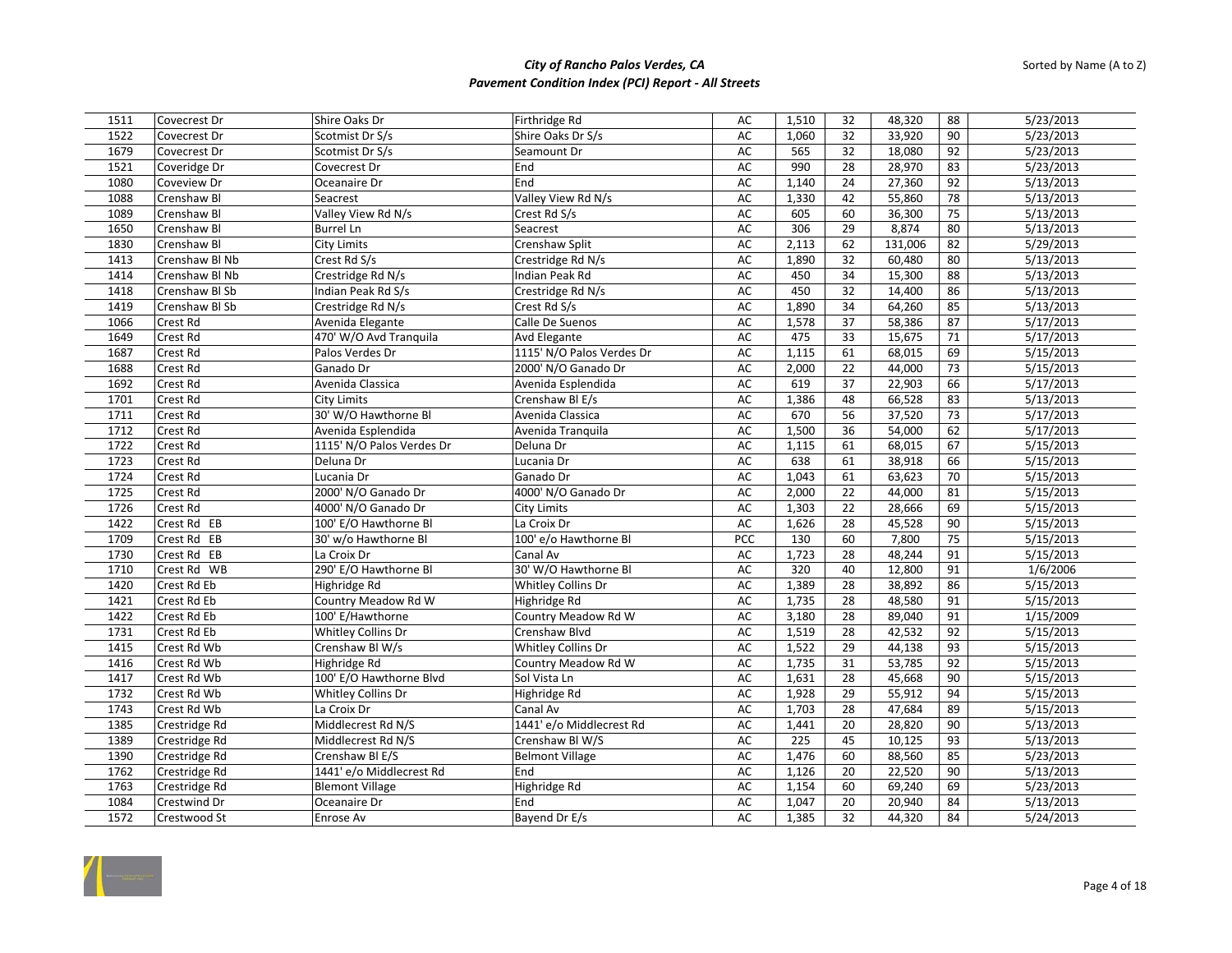# City of Rancho Palos Verdes, CA

## Pavement Condition Index (PCI) Report - All Streets

Sorted by Name (A to Z)

| | | | | | | | | | |
|---|---|---|---|---|---|---|---|---|---|
| 1511 | Covecrest Dr | Shire Oaks Dr | Firthridge Rd | AC | 1,510 | 32 | 48,320 | 88 | 5/23/2013 |
| 1522 | Covecrest Dr | Scotmist Dr S/s | Shire Oaks Dr S/s | AC | 1,060 | 32 | 33,920 | 90 | 5/23/2013 |
| 1679 | Covecrest Dr | Scotmist Dr S/s | Seamount Dr | AC | 565 | 32 | 18,080 | 92 | 5/23/2013 |
| 1521 | Coveridge Dr | Covecrest Dr | End | AC | 990 | 28 | 28,970 | 83 | 5/23/2013 |
| 1080 | Coveview Dr | Oceanaire Dr | End | AC | 1,140 | 24 | 27,360 | 92 | 5/13/2013 |
| 1088 | Crenshaw Bl | Seacrest | Valley View Rd N/s | AC | 1,330 | 42 | 55,860 | 78 | 5/13/2013 |
| 1089 | Crenshaw Bl | Valley View Rd N/s | Crest Rd S/s | AC | 605 | 60 | 36,300 | 75 | 5/13/2013 |
| 1650 | Crenshaw Bl | Burrel Ln | Seacrest | AC | 306 | 29 | 8,874 | 80 | 5/13/2013 |
| 1830 | Crenshaw Bl | City Limits | Crenshaw Split | AC | 2,113 | 62 | 131,006 | 82 | 5/29/2013 |
| 1413 | Crenshaw Bl Nb | Crest Rd S/s | Crestridge Rd N/s | AC | 1,890 | 32 | 60,480 | 80 | 5/13/2013 |
| 1414 | Crenshaw Bl Nb | Crestridge Rd N/s | Indian Peak Rd | AC | 450 | 34 | 15,300 | 88 | 5/13/2013 |
| 1418 | Crenshaw Bl Sb | Indian Peak Rd S/s | Crestridge Rd N/s | AC | 450 | 32 | 14,400 | 86 | 5/13/2013 |
| 1419 | Crenshaw Bl Sb | Crestridge Rd N/s | Crest Rd S/s | AC | 1,890 | 34 | 64,260 | 85 | 5/13/2013 |
| 1066 | Crest Rd | Avenida Elegante | Calle De Suenos | AC | 1,578 | 37 | 58,386 | 87 | 5/17/2013 |
| 1649 | Crest Rd | 470' W/O Avd Tranquila | Avd Elegante | AC | 475 | 33 | 15,675 | 71 | 5/17/2013 |
| 1687 | Crest Rd | Palos Verdes Dr | 1115' N/O Palos Verdes Dr | AC | 1,115 | 61 | 68,015 | 69 | 5/15/2013 |
| 1688 | Crest Rd | Ganado Dr | 2000' N/O Ganado Dr | AC | 2,000 | 22 | 44,000 | 73 | 5/15/2013 |
| 1692 | Crest Rd | Avenida Classica | Avenida Esplendida | AC | 619 | 37 | 22,903 | 66 | 5/17/2013 |
| 1701 | Crest Rd | City Limits | Crenshaw Bl E/s | AC | 1,386 | 48 | 66,528 | 83 | 5/13/2013 |
| 1711 | Crest Rd | 30' W/O Hawthorne Bl | Avenida Classica | AC | 670 | 56 | 37,520 | 73 | 5/17/2013 |
| 1712 | Crest Rd | Avenida Esplendida | Avenida Tranquila | AC | 1,500 | 36 | 54,000 | 62 | 5/17/2013 |
| 1722 | Crest Rd | 1115' N/O Palos Verdes Dr | Deluna Dr | AC | 1,115 | 61 | 68,015 | 67 | 5/15/2013 |
| 1723 | Crest Rd | Deluna Dr | Lucania Dr | AC | 638 | 61 | 38,918 | 66 | 5/15/2013 |
| 1724 | Crest Rd | Lucania Dr | Ganado Dr | AC | 1,043 | 61 | 63,623 | 70 | 5/15/2013 |
| 1725 | Crest Rd | 2000' N/O Ganado Dr | 4000' N/O Ganado Dr | AC | 2,000 | 22 | 44,000 | 81 | 5/15/2013 |
| 1726 | Crest Rd | 4000' N/O Ganado Dr | City Limits | AC | 1,303 | 22 | 28,666 | 69 | 5/15/2013 |
| 1422 | Crest Rd EB | 100' E/O Hawthorne Bl | La Croix Dr | AC | 1,626 | 28 | 45,528 | 90 | 5/15/2013 |
| 1709 | Crest Rd EB | 30' w/o Hawthorne Bl | 100' e/o Hawthorne Bl | PCC | 130 | 60 | 7,800 | 75 | 5/15/2013 |
| 1730 | Crest Rd EB | La Croix Dr | Canal Av | AC | 1,723 | 28 | 48,244 | 91 | 5/15/2013 |
| 1710 | Crest Rd WB | 290' E/O Hawthorne Bl | 30' W/O Hawthorne Bl | AC | 320 | 40 | 12,800 | 91 | 1/6/2006 |
| 1420 | Crest Rd Eb | Highridge Rd | Whitley Collins Dr | AC | 1,389 | 28 | 38,892 | 86 | 5/15/2013 |
| 1421 | Crest Rd Eb | Country Meadow Rd W | Highridge Rd | AC | 1,735 | 28 | 48,580 | 91 | 5/15/2013 |
| 1422 | Crest Rd Eb | 100' E/Hawthorne | Country Meadow Rd W | AC | 3,180 | 28 | 89,040 | 91 | 1/15/2009 |
| 1731 | Crest Rd Eb | Whitley Collins Dr | Crenshaw Blvd | AC | 1,519 | 28 | 42,532 | 92 | 5/15/2013 |
| 1415 | Crest Rd Wb | Crenshaw Bl W/s | Whitley Collins Dr | AC | 1,522 | 29 | 44,138 | 93 | 5/15/2013 |
| 1416 | Crest Rd Wb | Highridge Rd | Country Meadow Rd W | AC | 1,735 | 31 | 53,785 | 92 | 5/15/2013 |
| 1417 | Crest Rd Wb | 100' E/O Hawthorne Blvd | Sol Vista Ln | AC | 1,631 | 28 | 45,668 | 90 | 5/15/2013 |
| 1732 | Crest Rd Wb | Whitley Collins Dr | Highridge Rd | AC | 1,928 | 29 | 55,912 | 94 | 5/15/2013 |
| 1743 | Crest Rd Wb | La Croix Dr | Canal Av | AC | 1,703 | 28 | 47,684 | 89 | 5/15/2013 |
| 1385 | Crestridge Rd | Middlecrest Rd N/S | 1441' e/o Middlecrest Rd | AC | 1,441 | 20 | 28,820 | 90 | 5/13/2013 |
| 1389 | Crestridge Rd | Middlecrest Rd N/S | Crenshaw Bl W/S | AC | 225 | 45 | 10,125 | 93 | 5/13/2013 |
| 1390 | Crestridge Rd | Crenshaw Bl E/S | Belmont Village | AC | 1,476 | 60 | 88,560 | 85 | 5/23/2013 |
| 1762 | Crestridge Rd | 1441' e/o Middlecrest Rd | End | AC | 1,126 | 20 | 22,520 | 90 | 5/13/2013 |
| 1763 | Crestridge Rd | Blemont Village | Highridge Rd | AC | 1,154 | 60 | 69,240 | 69 | 5/23/2013 |
| 1084 | Crestwind Dr | Oceanaire Dr | End | AC | 1,047 | 20 | 20,940 | 84 | 5/13/2013 |
| 1572 | Crestwood St | Enrose Av | Bayend Dr E/s | AC | 1,385 | 32 | 44,320 | 84 | 5/24/2013 |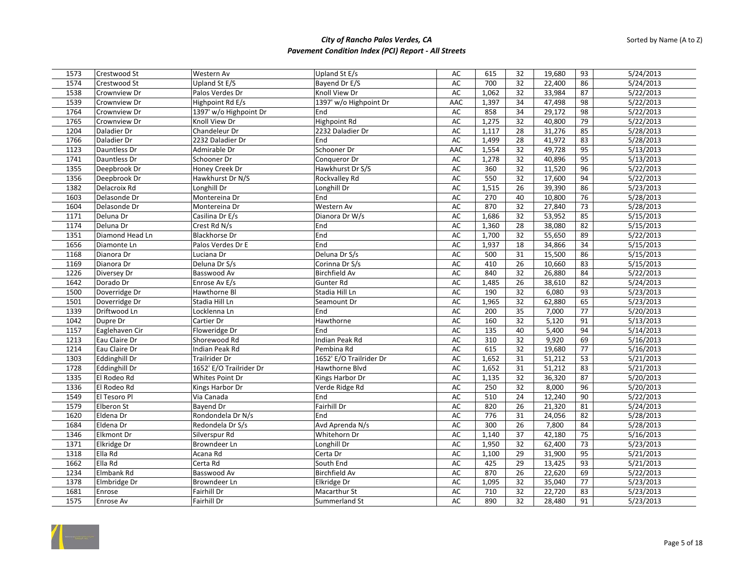# City of Rancho Palos Verdes, CA

## Pavement Condition Index (PCI) Report - All Streets

Sorted by Name (A to Z)

| | | | | | | | | | |
|---|---|---|---|---|---|---|---|---|---|
| 1573 | Crestwood St | Western Av | Upland St E/s | AC | 615 | 32 | 19,680 | 93 | 5/24/2013 |
| 1574 | Crestwood St | Upland St E/S | Bayend Dr E/S | AC | 700 | 32 | 22,400 | 86 | 5/24/2013 |
| 1538 | Crownview Dr | Palos Verdes Dr | Knoll View Dr | AC | 1,062 | 32 | 33,984 | 87 | 5/22/2013 |
| 1539 | Crownview Dr | Highpoint Rd E/s | 1397' w/o Highpoint Dr | AAC | 1,397 | 34 | 47,498 | 98 | 5/22/2013 |
| 1764 | Crownview Dr | 1397' w/o Highpoint Dr | End | AC | 858 | 34 | 29,172 | 98 | 5/22/2013 |
| 1765 | Crownview Dr | Knoll View Dr | Highpoint Rd | AC | 1,275 | 32 | 40,800 | 79 | 5/22/2013 |
| 1204 | Daladier Dr | Chandeleur Dr | 2232 Daladier Dr | AC | 1,117 | 28 | 31,276 | 85 | 5/28/2013 |
| 1766 | Daladier Dr | 2232 Daladier Dr | End | AC | 1,499 | 28 | 41,972 | 83 | 5/28/2013 |
| 1123 | Dauntless Dr | Admirable Dr | Schooner Dr | AAC | 1,554 | 32 | 49,728 | 95 | 5/13/2013 |
| 1741 | Dauntless Dr | Schooner Dr | Conqueror Dr | AC | 1,278 | 32 | 40,896 | 95 | 5/13/2013 |
| 1355 | Deepbrook Dr | Honey Creek Dr | Hawkhurst Dr S/S | AC | 360 | 32 | 11,520 | 96 | 5/22/2013 |
| 1356 | Deepbrook Dr | Hawkhurst Dr N/S | Rockvalley Rd | AC | 550 | 32 | 17,600 | 94 | 5/22/2013 |
| 1382 | Delacroix Rd | Longhill Dr | Longhill Dr | AC | 1,515 | 26 | 39,390 | 86 | 5/23/2013 |
| 1603 | Delasonde Dr | Montereina Dr | End | AC | 270 | 40 | 10,800 | 76 | 5/28/2013 |
| 1604 | Delasonde Dr | Montereina Dr | Western Av | AC | 870 | 32 | 27,840 | 73 | 5/28/2013 |
| 1171 | Deluna Dr | Casilina Dr E/s | Dianora Dr W/s | AC | 1,686 | 32 | 53,952 | 85 | 5/15/2013 |
| 1174 | Deluna Dr | Crest Rd N/s | End | AC | 1,360 | 28 | 38,080 | 82 | 5/15/2013 |
| 1351 | Diamond Head Ln | Blackhorse Dr | End | AC | 1,700 | 32 | 55,650 | 89 | 5/22/2013 |
| 1656 | Diamonte Ln | Palos Verdes Dr E | End | AC | 1,937 | 18 | 34,866 | 34 | 5/15/2013 |
| 1168 | Dianora Dr | Luciana Dr | Deluna Dr S/s | AC | 500 | 31 | 15,500 | 86 | 5/15/2013 |
| 1169 | Dianora Dr | Deluna Dr S/s | Corinna Dr S/s | AC | 410 | 26 | 10,660 | 83 | 5/15/2013 |
| 1226 | Diversey Dr | Basswood Av | Birchfield Av | AC | 840 | 32 | 26,880 | 84 | 5/22/2013 |
| 1642 | Dorado Dr | Enrose Av E/s | Gunter Rd | AC | 1,485 | 26 | 38,610 | 82 | 5/24/2013 |
| 1500 | Doverridge Dr | Hawthorne Bl | Stadia Hill Ln | AC | 190 | 32 | 6,080 | 93 | 5/23/2013 |
| 1501 | Doverridge Dr | Stadia Hill Ln | Seamount Dr | AC | 1,965 | 32 | 62,880 | 65 | 5/23/2013 |
| 1339 | Driftwood Ln | Locklenna Ln | End | AC | 200 | 35 | 7,000 | 77 | 5/20/2013 |
| 1042 | Dupre Dr | Cartier Dr | Hawthorne | AC | 160 | 32 | 5,120 | 91 | 5/13/2013 |
| 1157 | Eaglehaven Cir | Floweridge Dr | End | AC | 135 | 40 | 5,400 | 94 | 5/14/2013 |
| 1213 | Eau Claire Dr | Shorewood Rd | Indian Peak Rd | AC | 310 | 32 | 9,920 | 69 | 5/16/2013 |
| 1214 | Eau Claire Dr | Indian Peak Rd | Pembina Rd | AC | 615 | 32 | 19,680 | 77 | 5/16/2013 |
| 1303 | Eddinghill Dr | Trailrider Dr | 1652' E/O Trailrider Dr | AC | 1,652 | 31 | 51,212 | 53 | 5/21/2013 |
| 1728 | Eddinghill Dr | 1652' E/O Trailrider Dr | Hawthorne Blvd | AC | 1,652 | 31 | 51,212 | 83 | 5/21/2013 |
| 1335 | El Rodeo Rd | Whites Point Dr | Kings Harbor Dr | AC | 1,135 | 32 | 36,320 | 87 | 5/20/2013 |
| 1336 | El Rodeo Rd | Kings Harbor Dr | Verde Ridge Rd | AC | 250 | 32 | 8,000 | 96 | 5/20/2013 |
| 1549 | El Tesoro Pl | Via Canada | End | AC | 510 | 24 | 12,240 | 90 | 5/22/2013 |
| 1579 | Elberon St | Bayend Dr | Fairhill Dr | AC | 820 | 26 | 21,320 | 81 | 5/24/2013 |
| 1620 | Eldena Dr | Rondondela Dr N/s | End | AC | 776 | 31 | 24,056 | 82 | 5/28/2013 |
| 1684 | Eldena Dr | Redondela Dr S/s | Avd Aprenda N/s | AC | 300 | 26 | 7,800 | 84 | 5/28/2013 |
| 1346 | Elkmont Dr | Silverspur Rd | Whitehorn Dr | AC | 1,140 | 37 | 42,180 | 75 | 5/16/2013 |
| 1371 | Elkridge Dr | Browndeer Ln | Longhill Dr | AC | 1,950 | 32 | 62,400 | 73 | 5/23/2013 |
| 1318 | Ella Rd | Acana Rd | Certa Dr | AC | 1,100 | 29 | 31,900 | 95 | 5/21/2013 |
| 1662 | Ella Rd | Certa Rd | South End | AC | 425 | 29 | 13,425 | 93 | 5/21/2013 |
| 1234 | Elmbank Rd | Basswood Av | Birchfield Av | AC | 870 | 26 | 22,620 | 69 | 5/22/2013 |
| 1378 | Elmbridge Dr | Browndeer Ln | Elkridge Dr | AC | 1,095 | 32 | 35,040 | 77 | 5/23/2013 |
| 1681 | Enrose | Fairhill Dr | Macarthur St | AC | 710 | 32 | 22,720 | 83 | 5/23/2013 |
| 1575 | Enrose Av | Fairhill Dr | Summerland St | AC | 890 | 32 | 28,480 | 91 | 5/23/2013 |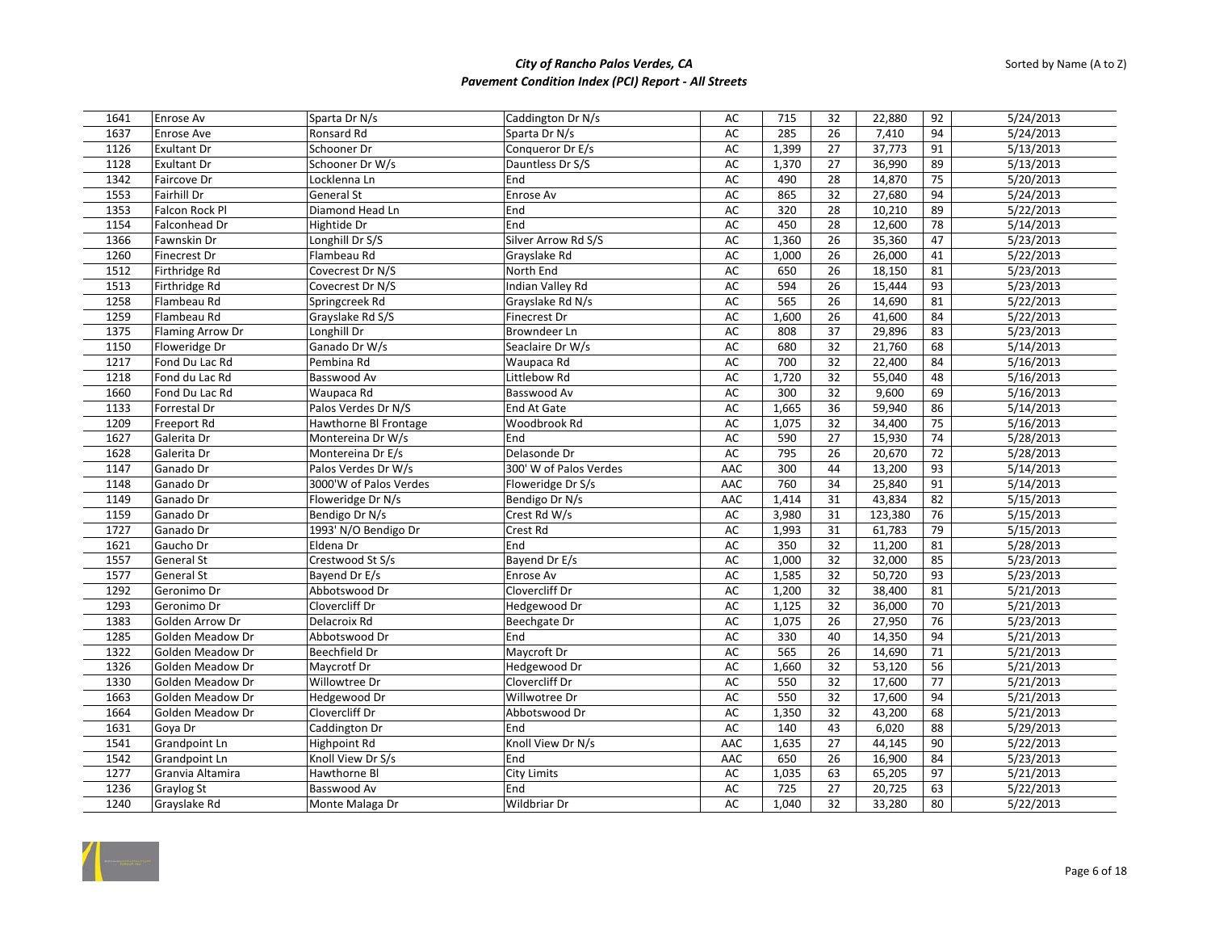# City of Rancho Palos Verdes, CA
## Pavement Condition Index (PCI) Report - All Streets

Sorted by Name (A to Z)

| | | | | | | | | | |
|---|---|---|---|---|---|---|---|---|---|
| 1641 | Enrose Av | Sparta Dr N/s | Caddington Dr N/s | AC | 715 | 32 | 22,880 | 92 | 5/24/2013 |
| 1637 | Enrose Ave | Ronsard Rd | Sparta Dr N/s | AC | 285 | 26 | 7,410 | 94 | 5/24/2013 |
| 1126 | Exultant Dr | Schooner Dr | Conqueror Dr E/s | AC | 1,399 | 27 | 37,773 | 91 | 5/13/2013 |
| 1128 | Exultant Dr | Schooner Dr W/s | Dauntless Dr S/S | AC | 1,370 | 27 | 36,990 | 89 | 5/13/2013 |
| 1342 | Faircove Dr | Locklenna Ln | End | AC | 490 | 28 | 14,870 | 75 | 5/20/2013 |
| 1553 | Fairhill Dr | General St | Enrose Av | AC | 865 | 32 | 27,680 | 94 | 5/24/2013 |
| 1353 | Falcon Rock Pl | Diamond Head Ln | End | AC | 320 | 28 | 10,210 | 89 | 5/22/2013 |
| 1154 | Falconhead Dr | Hightide Dr | End | AC | 450 | 28 | 12,600 | 78 | 5/14/2013 |
| 1366 | Fawnskin Dr | Longhill Dr S/S | Silver Arrow Rd S/S | AC | 1,360 | 26 | 35,360 | 47 | 5/23/2013 |
| 1260 | Finecrest Dr | Flambeau Rd | Grayslake Rd | AC | 1,000 | 26 | 26,000 | 41 | 5/22/2013 |
| 1512 | Firthridge Rd | Covecrest Dr N/S | North End | AC | 650 | 26 | 18,150 | 81 | 5/23/2013 |
| 1513 | Firthridge Rd | Covecrest Dr N/S | Indian Valley Rd | AC | 594 | 26 | 15,444 | 93 | 5/23/2013 |
| 1258 | Flambeau Rd | Springcreek Rd | Grayslake Rd N/s | AC | 565 | 26 | 14,690 | 81 | 5/22/2013 |
| 1259 | Flambeau Rd | Grayslake Rd S/S | Finecrest Dr | AC | 1,600 | 26 | 41,600 | 84 | 5/22/2013 |
| 1375 | Flaming Arrow Dr | Longhill Dr | Browndeer Ln | AC | 808 | 37 | 29,896 | 83 | 5/23/2013 |
| 1150 | Floweridge Dr | Ganado Dr W/s | Seaclaire Dr W/s | AC | 680 | 32 | 21,760 | 68 | 5/14/2013 |
| 1217 | Fond Du Lac Rd | Pembina Rd | Waupaca Rd | AC | 700 | 32 | 22,400 | 84 | 5/16/2013 |
| 1218 | Fond du Lac Rd | Basswood Av | Littlebow Rd | AC | 1,720 | 32 | 55,040 | 48 | 5/16/2013 |
| 1660 | Fond Du Lac Rd | Waupaca Rd | Basswood Av | AC | 300 | 32 | 9,600 | 69 | 5/16/2013 |
| 1133 | Forrestal Dr | Palos Verdes Dr N/S | End At Gate | AC | 1,665 | 36 | 59,940 | 86 | 5/14/2013 |
| 1209 | Freeport Rd | Hawthorne Bl Frontage | Woodbrook Rd | AC | 1,075 | 32 | 34,400 | 75 | 5/16/2013 |
| 1627 | Galerita Dr | Montereina Dr W/s | End | AC | 590 | 27 | 15,930 | 74 | 5/28/2013 |
| 1628 | Galerita Dr | Montereina Dr E/s | Delasonde Dr | AC | 795 | 26 | 20,670 | 72 | 5/28/2013 |
| 1147 | Ganado Dr | Palos Verdes Dr W/s | 300' W of Palos Verdes | AAC | 300 | 44 | 13,200 | 93 | 5/14/2013 |
| 1148 | Ganado Dr | 3000'W of Palos Verdes | Floweridge Dr S/s | AAC | 760 | 34 | 25,840 | 91 | 5/14/2013 |
| 1149 | Ganado Dr | Floweridge Dr N/s | Bendigo Dr N/s | AAC | 1,414 | 31 | 43,834 | 82 | 5/15/2013 |
| 1159 | Ganado Dr | Bendigo Dr N/s | Crest Rd W/s | AC | 3,980 | 31 | 123,380 | 76 | 5/15/2013 |
| 1727 | Ganado Dr | 1993' N/O Bendigo Dr | Crest Rd | AC | 1,993 | 31 | 61,783 | 79 | 5/15/2013 |
| 1621 | Gaucho Dr | Eldena Dr | End | AC | 350 | 32 | 11,200 | 81 | 5/28/2013 |
| 1557 | General St | Crestwood St S/s | Bayend Dr E/s | AC | 1,000 | 32 | 32,000 | 85 | 5/23/2013 |
| 1577 | General St | Bayend Dr E/s | Enrose Av | AC | 1,585 | 32 | 50,720 | 93 | 5/23/2013 |
| 1292 | Geronimo Dr | Abbotswood Dr | Clovercliff Dr | AC | 1,200 | 32 | 38,400 | 81 | 5/21/2013 |
| 1293 | Geronimo Dr | Clovercliff Dr | Hedgewood Dr | AC | 1,125 | 32 | 36,000 | 70 | 5/21/2013 |
| 1383 | Golden Arrow Dr | Delacroix Rd | Beechgate Dr | AC | 1,075 | 26 | 27,950 | 76 | 5/23/2013 |
| 1285 | Golden Meadow Dr | Abbotswood Dr | End | AC | 330 | 40 | 14,350 | 94 | 5/21/2013 |
| 1322 | Golden Meadow Dr | Beechfield Dr | Maycroft Dr | AC | 565 | 26 | 14,690 | 71 | 5/21/2013 |
| 1326 | Golden Meadow Dr | Maycrotf Dr | Hedgewood Dr | AC | 1,660 | 32 | 53,120 | 56 | 5/21/2013 |
| 1330 | Golden Meadow Dr | Willowtree Dr | Clovercliff Dr | AC | 550 | 32 | 17,600 | 77 | 5/21/2013 |
| 1663 | Golden Meadow Dr | Hedgewood Dr | Willwotree Dr | AC | 550 | 32 | 17,600 | 94 | 5/21/2013 |
| 1664 | Golden Meadow Dr | Clovercliff Dr | Abbotswood Dr | AC | 1,350 | 32 | 43,200 | 68 | 5/21/2013 |
| 1631 | Goya Dr | Caddington Dr | End | AC | 140 | 43 | 6,020 | 88 | 5/29/2013 |
| 1541 | Grandpoint Ln | Highpoint Rd | Knoll View Dr N/s | AAC | 1,635 | 27 | 44,145 | 90 | 5/22/2013 |
| 1542 | Grandpoint Ln | Knoll View Dr S/s | End | AAC | 650 | 26 | 16,900 | 84 | 5/23/2013 |
| 1277 | Granvia Altamira | Hawthorne Bl | City Limits | AC | 1,035 | 63 | 65,205 | 97 | 5/21/2013 |
| 1236 | Graylog St | Basswood Av | End | AC | 725 | 27 | 20,725 | 63 | 5/22/2013 |
| 1240 | Grayslake Rd | Monte Malaga Dr | Wildbriar Dr | AC | 1,040 | 32 | 33,280 | 80 | 5/22/2013 |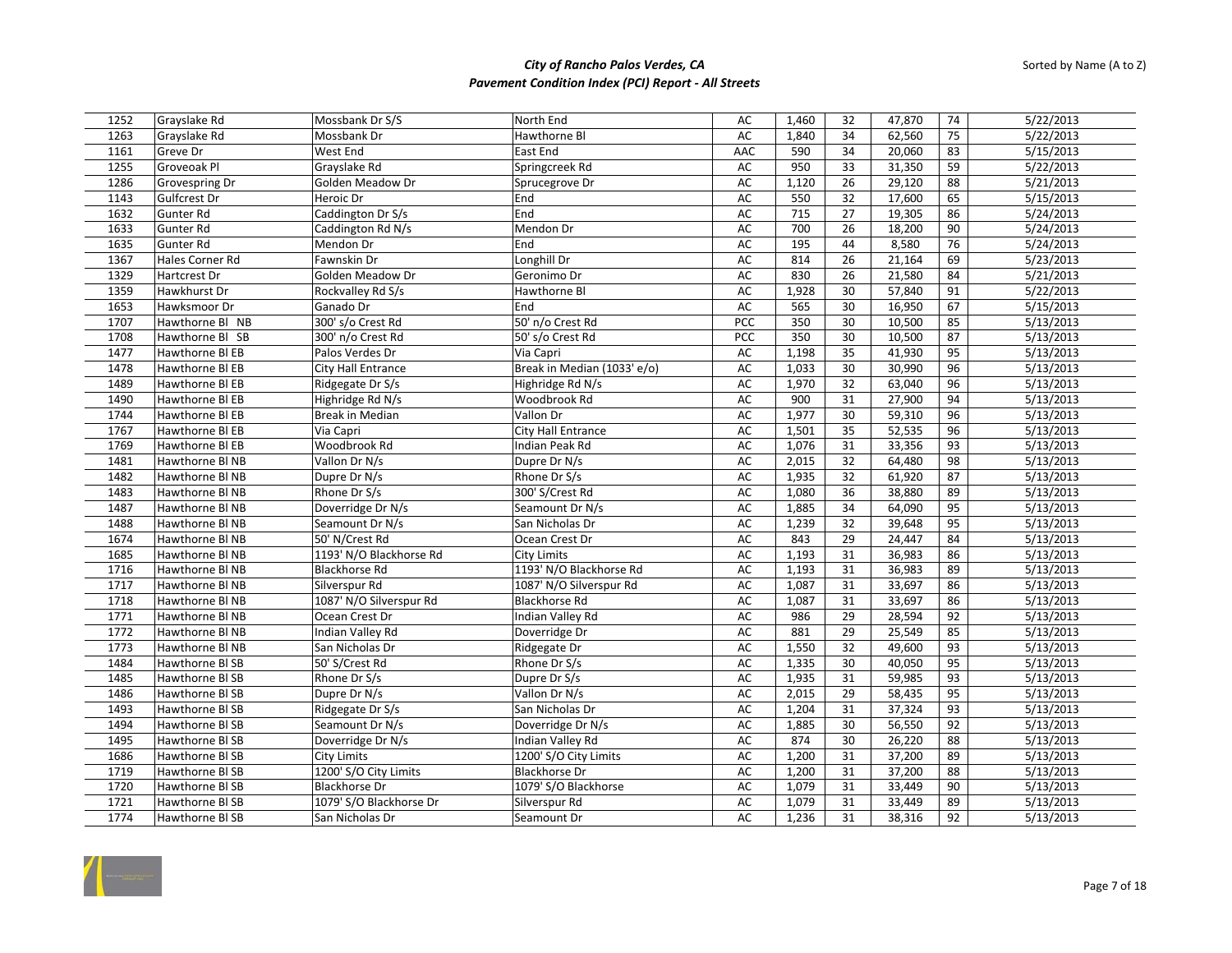| | | | | | | | | | |
|---|---|---|---|---|---|---|---|---|---|
| 1252 | Grayslake Rd | Mossbank Dr S/S | North End | AC | 1,460 | 32 | 47,870 | 74 | 5/22/2013 |
| 1263 | Grayslake Rd | Mossbank Dr | Hawthorne Bl | AC | 1,840 | 34 | 62,560 | 75 | 5/22/2013 |
| 1161 | Greve Dr | West End | East End | AAC | 590 | 34 | 20,060 | 83 | 5/15/2013 |
| 1255 | Groveoak Pl | Grayslake Rd | Springcreek Rd | AC | 950 | 33 | 31,350 | 59 | 5/22/2013 |
| 1286 | Grovespring Dr | Golden Meadow Dr | Sprucegrove Dr | AC | 1,120 | 26 | 29,120 | 88 | 5/21/2013 |
| 1143 | Gulfcrest Dr | Heroic Dr | End | AC | 550 | 32 | 17,600 | 65 | 5/15/2013 |
| 1632 | Gunter Rd | Caddington Dr S/s | End | AC | 715 | 27 | 19,305 | 86 | 5/24/2013 |
| 1633 | Gunter Rd | Caddington Rd N/s | Mendon Dr | AC | 700 | 26 | 18,200 | 90 | 5/24/2013 |
| 1635 | Gunter Rd | Mendon Dr | End | AC | 195 | 44 | 8,580 | 76 | 5/24/2013 |
| 1367 | Hales Corner Rd | Fawnskin Dr | Longhill Dr | AC | 814 | 26 | 21,164 | 69 | 5/23/2013 |
| 1329 | Hartcrest Dr | Golden Meadow Dr | Geronimo Dr | AC | 830 | 26 | 21,580 | 84 | 5/21/2013 |
| 1359 | Hawkhurst Dr | Rockvalley Rd S/s | Hawthorne Bl | AC | 1,928 | 30 | 57,840 | 91 | 5/22/2013 |
| 1653 | Hawksmoor Dr | Ganado Dr | End | AC | 565 | 30 | 16,950 | 67 | 5/15/2013 |
| 1707 | Hawthorne Bl NB | 300' s/o Crest Rd | 50' n/o Crest Rd | PCC | 350 | 30 | 10,500 | 85 | 5/13/2013 |
| 1708 | Hawthorne Bl SB | 300' n/o Crest Rd | 50' s/o Crest Rd | PCC | 350 | 30 | 10,500 | 87 | 5/13/2013 |
| 1477 | Hawthorne Bl EB | Palos Verdes Dr | Via Capri | AC | 1,198 | 35 | 41,930 | 95 | 5/13/2013 |
| 1478 | Hawthorne Bl EB | City Hall Entrance | Break in Median (1033' e/o) | AC | 1,033 | 30 | 30,990 | 96 | 5/13/2013 |
| 1489 | Hawthorne Bl EB | Ridgegate Dr S/s | Highridge Rd N/s | AC | 1,970 | 32 | 63,040 | 96 | 5/13/2013 |
| 1490 | Hawthorne Bl EB | Highridge Rd N/s | Woodbrook Rd | AC | 900 | 31 | 27,900 | 94 | 5/13/2013 |
| 1744 | Hawthorne Bl EB | Break in Median | Vallon Dr | AC | 1,977 | 30 | 59,310 | 96 | 5/13/2013 |
| 1767 | Hawthorne Bl EB | Via Capri | City Hall Entrance | AC | 1,501 | 35 | 52,535 | 96 | 5/13/2013 |
| 1769 | Hawthorne Bl EB | Woodbrook Rd | Indian Peak Rd | AC | 1,076 | 31 | 33,356 | 93 | 5/13/2013 |
| 1481 | Hawthorne Bl NB | Vallon Dr N/s | Dupre Dr N/s | AC | 2,015 | 32 | 64,480 | 98 | 5/13/2013 |
| 1482 | Hawthorne Bl NB | Dupre Dr N/s | Rhone Dr S/s | AC | 1,935 | 32 | 61,920 | 87 | 5/13/2013 |
| 1483 | Hawthorne Bl NB | Rhone Dr S/s | 300' S/Crest Rd | AC | 1,080 | 36 | 38,880 | 89 | 5/13/2013 |
| 1487 | Hawthorne Bl NB | Doverridge Dr N/s | Seamount Dr N/s | AC | 1,885 | 34 | 64,090 | 95 | 5/13/2013 |
| 1488 | Hawthorne Bl NB | Seamount Dr N/s | San Nicholas Dr | AC | 1,239 | 32 | 39,648 | 95 | 5/13/2013 |
| 1674 | Hawthorne Bl NB | 50' N/Crest Rd | Ocean Crest Dr | AC | 843 | 29 | 24,447 | 84 | 5/13/2013 |
| 1685 | Hawthorne Bl NB | 1193' N/O Blackhorse Rd | City Limits | AC | 1,193 | 31 | 36,983 | 86 | 5/13/2013 |
| 1716 | Hawthorne Bl NB | Blackhorse Rd | 1193' N/O Blackhorse Rd | AC | 1,193 | 31 | 36,983 | 89 | 5/13/2013 |
| 1717 | Hawthorne Bl NB | Silverspur Rd | 1087' N/O Silverspur Rd | AC | 1,087 | 31 | 33,697 | 86 | 5/13/2013 |
| 1718 | Hawthorne Bl NB | 1087' N/O Silverspur Rd | Blackhorse Rd | AC | 1,087 | 31 | 33,697 | 86 | 5/13/2013 |
| 1771 | Hawthorne Bl NB | Ocean Crest Dr | Indian Valley Rd | AC | 986 | 29 | 28,594 | 92 | 5/13/2013 |
| 1772 | Hawthorne Bl NB | Indian Valley Rd | Doverridge Dr | AC | 881 | 29 | 25,549 | 85 | 5/13/2013 |
| 1773 | Hawthorne Bl NB | San Nicholas Dr | Ridgegate Dr | AC | 1,550 | 32 | 49,600 | 93 | 5/13/2013 |
| 1484 | Hawthorne Bl SB | 50' S/Crest Rd | Rhone Dr S/s | AC | 1,335 | 30 | 40,050 | 95 | 5/13/2013 |
| 1485 | Hawthorne Bl SB | Rhone Dr S/s | Dupre Dr S/s | AC | 1,935 | 31 | 59,985 | 93 | 5/13/2013 |
| 1486 | Hawthorne Bl SB | Dupre Dr N/s | Vallon Dr N/s | AC | 2,015 | 29 | 58,435 | 95 | 5/13/2013 |
| 1493 | Hawthorne Bl SB | Ridgegate Dr S/s | San Nicholas Dr | AC | 1,204 | 31 | 37,324 | 93 | 5/13/2013 |
| 1494 | Hawthorne Bl SB | Seamount Dr N/s | Doverridge Dr N/s | AC | 1,885 | 30 | 56,550 | 92 | 5/13/2013 |
| 1495 | Hawthorne Bl SB | Doverridge Dr N/s | Indian Valley Rd | AC | 874 | 30 | 26,220 | 88 | 5/13/2013 |
| 1686 | Hawthorne Bl SB | City Limits | 1200' S/O City Limits | AC | 1,200 | 31 | 37,200 | 89 | 5/13/2013 |
| 1719 | Hawthorne Bl SB | 1200' S/O City Limits | Blackhorse Dr | AC | 1,200 | 31 | 37,200 | 88 | 5/13/2013 |
| 1720 | Hawthorne Bl SB | Blackhorse Dr | 1079' S/O Blackhorse | AC | 1,079 | 31 | 33,449 | 90 | 5/13/2013 |
| 1721 | Hawthorne Bl SB | 1079' S/O Blackhorse Dr | Silverspur Rd | AC | 1,079 | 31 | 33,449 | 89 | 5/13/2013 |
| 1774 | Hawthorne Bl SB | San Nicholas Dr | Seamount Dr | AC | 1,236 | 31 | 38,316 | 92 | 5/13/2013 |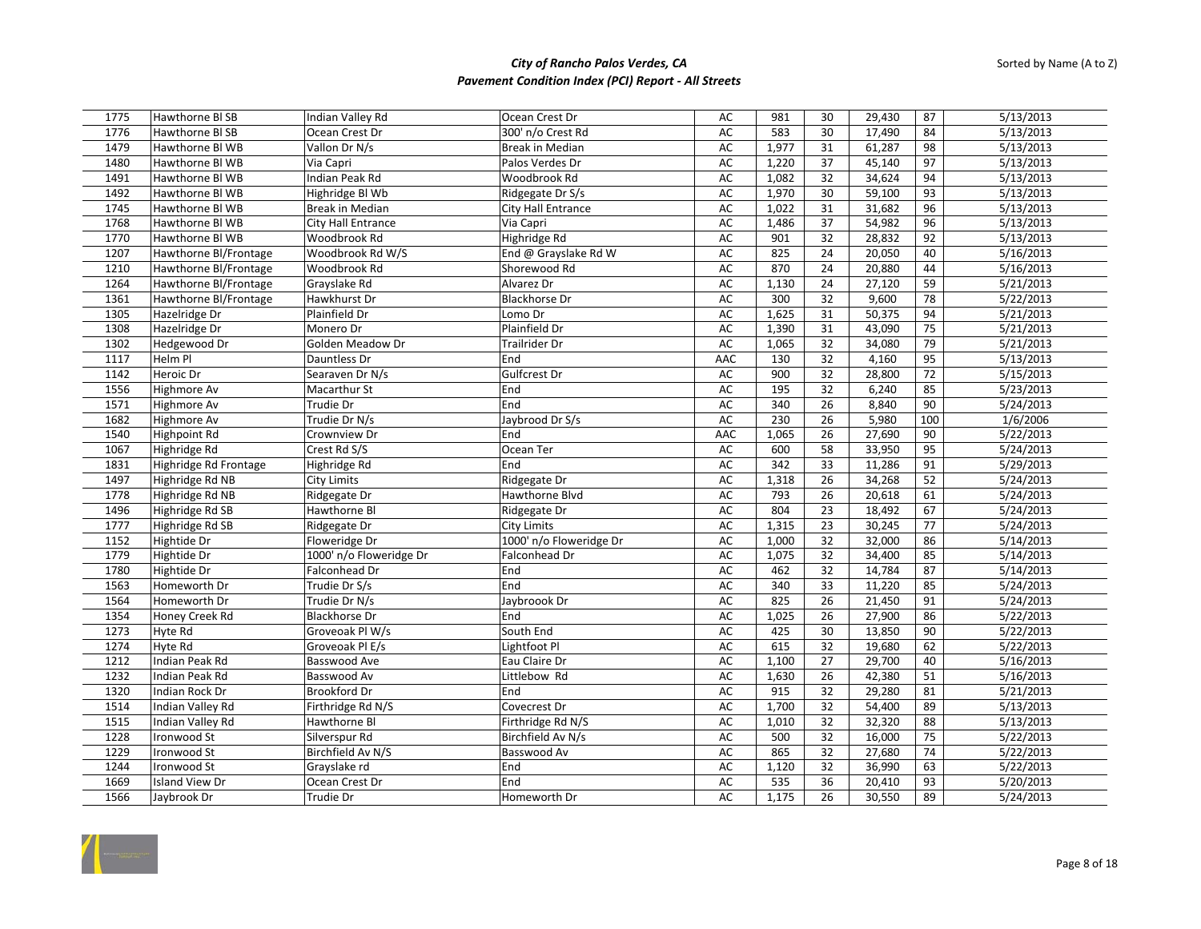# City of Rancho Palos Verdes, CA
## Pavement Condition Index (PCI) Report - All Streets

Sorted by Name (A to Z)

| | | | | | | | | | |
|---|---|---|---|---|---|---|---|---|---|
| 1775 | Hawthorne Bl SB | Indian Valley Rd | Ocean Crest Dr | AC | 981 | 30 | 29,430 | 87 | 5/13/2013 |
| 1776 | Hawthorne Bl SB | Ocean Crest Dr | 300' n/o Crest Rd | AC | 583 | 30 | 17,490 | 84 | 5/13/2013 |
| 1479 | Hawthorne Bl WB | Vallon Dr N/s | Break in Median | AC | 1,977 | 31 | 61,287 | 98 | 5/13/2013 |
| 1480 | Hawthorne Bl WB | Via Capri | Palos Verdes Dr | AC | 1,220 | 37 | 45,140 | 97 | 5/13/2013 |
| 1491 | Hawthorne Bl WB | Indian Peak Rd | Woodbrook Rd | AC | 1,082 | 32 | 34,624 | 94 | 5/13/2013 |
| 1492 | Hawthorne Bl WB | Highridge Bl Wb | Ridgegate Dr S/s | AC | 1,970 | 30 | 59,100 | 93 | 5/13/2013 |
| 1745 | Hawthorne Bl WB | Break in Median | City Hall Entrance | AC | 1,022 | 31 | 31,682 | 96 | 5/13/2013 |
| 1768 | Hawthorne Bl WB | City Hall Entrance | Via Capri | AC | 1,486 | 37 | 54,982 | 96 | 5/13/2013 |
| 1770 | Hawthorne Bl WB | Woodbrook Rd | Highridge Rd | AC | 901 | 32 | 28,832 | 92 | 5/13/2013 |
| 1207 | Hawthorne Bl/Frontage | Woodbrook Rd W/S | End @ Grayslake Rd W | AC | 825 | 24 | 20,050 | 40 | 5/16/2013 |
| 1210 | Hawthorne Bl/Frontage | Woodbrook Rd | Shorewood Rd | AC | 870 | 24 | 20,880 | 44 | 5/16/2013 |
| 1264 | Hawthorne Bl/Frontage | Grayslake Rd | Alvarez Dr | AC | 1,130 | 24 | 27,120 | 59 | 5/21/2013 |
| 1361 | Hawthorne Bl/Frontage | Hawkhurst Dr | Blackhorse Dr | AC | 300 | 32 | 9,600 | 78 | 5/22/2013 |
| 1305 | Hazelridge Dr | Plainfield Dr | Lomo Dr | AC | 1,625 | 31 | 50,375 | 94 | 5/21/2013 |
| 1308 | Hazelridge Dr | Monero Dr | Plainfield Dr | AC | 1,390 | 31 | 43,090 | 75 | 5/21/2013 |
| 1302 | Hedgewood Dr | Golden Meadow Dr | Trailrider Dr | AC | 1,065 | 32 | 34,080 | 79 | 5/21/2013 |
| 1117 | Helm Pl | Dauntless Dr | End | AAC | 130 | 32 | 4,160 | 95 | 5/13/2013 |
| 1142 | Heroic Dr | Searaven Dr N/s | Gulfcrest Dr | AC | 900 | 32 | 28,800 | 72 | 5/15/2013 |
| 1556 | Highmore Av | Macarthur St | End | AC | 195 | 32 | 6,240 | 85 | 5/23/2013 |
| 1571 | Highmore Av | Trudie Dr | End | AC | 340 | 26 | 8,840 | 90 | 5/24/2013 |
| 1682 | Highmore Av | Trudie Dr N/s | Jaybrood Dr S/s | AC | 230 | 26 | 5,980 | 100 | 1/6/2006 |
| 1540 | Highpoint Rd | Crownview Dr | End | AAC | 1,065 | 26 | 27,690 | 90 | 5/22/2013 |
| 1067 | Highridge Rd | Crest Rd S/S | Ocean Ter | AC | 600 | 58 | 33,950 | 95 | 5/24/2013 |
| 1831 | Highridge Rd Frontage | Highridge Rd | End | AC | 342 | 33 | 11,286 | 91 | 5/29/2013 |
| 1497 | Highridge Rd NB | City Limits | Ridgegate Dr | AC | 1,318 | 26 | 34,268 | 52 | 5/24/2013 |
| 1778 | Highridge Rd NB | Ridgegate Dr | Hawthorne Blvd | AC | 793 | 26 | 20,618 | 61 | 5/24/2013 |
| 1496 | Highridge Rd SB | Hawthorne Bl | Ridgegate Dr | AC | 804 | 23 | 18,492 | 67 | 5/24/2013 |
| 1777 | Highridge Rd SB | Ridgegate Dr | City Limits | AC | 1,315 | 23 | 30,245 | 77 | 5/24/2013 |
| 1152 | Hightide Dr | Floweridge Dr | 1000' n/o Floweridge Dr | AC | 1,000 | 32 | 32,000 | 86 | 5/14/2013 |
| 1779 | Hightide Dr | 1000' n/o Floweridge Dr | Falconhead Dr | AC | 1,075 | 32 | 34,400 | 85 | 5/14/2013 |
| 1780 | Hightide Dr | Falconhead Dr | End | AC | 462 | 32 | 14,784 | 87 | 5/14/2013 |
| 1563 | Homeworth Dr | Trudie Dr S/s | End | AC | 340 | 33 | 11,220 | 85 | 5/24/2013 |
| 1564 | Homeworth Dr | Trudie Dr N/s | Jaybroook Dr | AC | 825 | 26 | 21,450 | 91 | 5/24/2013 |
| 1354 | Honey Creek Rd | Blackhorse Dr | End | AC | 1,025 | 26 | 27,900 | 86 | 5/22/2013 |
| 1273 | Hyte Rd | Groveoak Pl W/s | South End | AC | 425 | 30 | 13,850 | 90 | 5/22/2013 |
| 1274 | Hyte Rd | Groveoak Pl E/s | Lightfoot Pl | AC | 615 | 32 | 19,680 | 62 | 5/22/2013 |
| 1212 | Indian Peak Rd | Basswood Ave | Eau Claire Dr | AC | 1,100 | 27 | 29,700 | 40 | 5/16/2013 |
| 1232 | Indian Peak Rd | Basswood Av | Littlebow Rd | AC | 1,630 | 26 | 42,380 | 51 | 5/16/2013 |
| 1320 | Indian Rock Dr | Brookford Dr | End | AC | 915 | 32 | 29,280 | 81 | 5/21/2013 |
| 1514 | Indian Valley Rd | Firthridge Rd N/S | Covecrest Dr | AC | 1,700 | 32 | 54,400 | 89 | 5/13/2013 |
| 1515 | Indian Valley Rd | Hawthorne Bl | Firthridge Rd N/S | AC | 1,010 | 32 | 32,320 | 88 | 5/13/2013 |
| 1228 | Ironwood St | Silverspur Rd | Birchfield Av N/s | AC | 500 | 32 | 16,000 | 75 | 5/22/2013 |
| 1229 | Ironwood St | Birchfield Av N/S | Basswood Av | AC | 865 | 32 | 27,680 | 74 | 5/22/2013 |
| 1244 | Ironwood St | Grayslake rd | End | AC | 1,120 | 32 | 36,990 | 63 | 5/22/2013 |
| 1669 | Island View Dr | Ocean Crest Dr | End | AC | 535 | 36 | 20,410 | 93 | 5/20/2013 |
| 1566 | Jaybrook Dr | Trudie Dr | Homeworth Dr | AC | 1,175 | 26 | 30,550 | 89 | 5/24/2013 |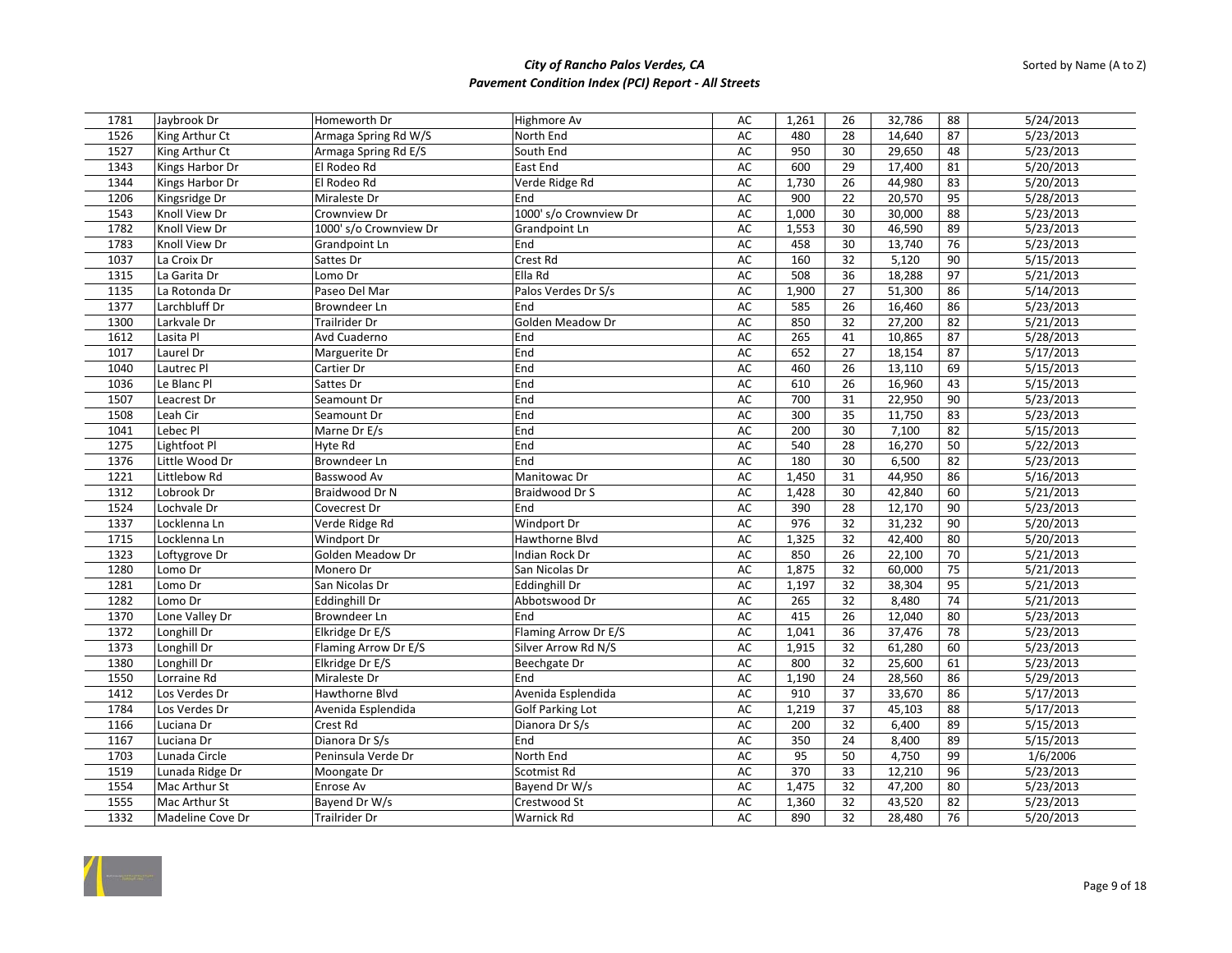| 1781 | Jaybrook Dr | Homeworth Dr | Highmore Av | AC | 1,261 | 26 | 32,786 | 88 | 5/24/2013 |
|---|---|---|---|---|---|---|---|---|---|
| 1526 | King Arthur Ct | Armaga Spring Rd W/S | North End | AC | 480 | 28 | 14,640 | 87 | 5/23/2013 |
| 1527 | King Arthur Ct | Armaga Spring Rd E/S | South End | AC | 950 | 30 | 29,650 | 48 | 5/23/2013 |
| 1343 | Kings Harbor Dr | El Rodeo Rd | East End | AC | 600 | 29 | 17,400 | 81 | 5/20/2013 |
| 1344 | Kings Harbor Dr | El Rodeo Rd | Verde Ridge Rd | AC | 1,730 | 26 | 44,980 | 83 | 5/20/2013 |
| 1206 | Kingsridge Dr | Miraleste Dr | End | AC | 900 | 22 | 20,570 | 95 | 5/28/2013 |
| 1543 | Knoll View Dr | Crownview Dr | 1000' s/o Crownview Dr | AC | 1,000 | 30 | 30,000 | 88 | 5/23/2013 |
| 1782 | Knoll View Dr | 1000' s/o Crownview Dr | Grandpoint Ln | AC | 1,553 | 30 | 46,590 | 89 | 5/23/2013 |
| 1783 | Knoll View Dr | Grandpoint Ln | End | AC | 458 | 30 | 13,740 | 76 | 5/23/2013 |
| 1037 | La Croix Dr | Sattes Dr | Crest Rd | AC | 160 | 32 | 5,120 | 90 | 5/15/2013 |
| 1315 | La Garita Dr | Lomo Dr | Ella Rd | AC | 508 | 36 | 18,288 | 97 | 5/21/2013 |
| 1135 | La Rotonda Dr | Paseo Del Mar | Palos Verdes Dr S/s | AC | 1,900 | 27 | 51,300 | 86 | 5/14/2013 |
| 1377 | Larchbluff Dr | Browndeer Ln | End | AC | 585 | 26 | 16,460 | 86 | 5/23/2013 |
| 1300 | Larkvale Dr | Trailrider Dr | Golden Meadow Dr | AC | 850 | 32 | 27,200 | 82 | 5/21/2013 |
| 1612 | Lasita Pl | Avd Cuaderno | End | AC | 265 | 41 | 10,865 | 87 | 5/28/2013 |
| 1017 | Laurel Dr | Marguerite Dr | End | AC | 652 | 27 | 18,154 | 87 | 5/17/2013 |
| 1040 | Lautrec Pl | Cartier Dr | End | AC | 460 | 26 | 13,110 | 69 | 5/15/2013 |
| 1036 | Le Blanc Pl | Sattes Dr | End | AC | 610 | 26 | 16,960 | 43 | 5/15/2013 |
| 1507 | Leacrest Dr | Seamount Dr | End | AC | 700 | 31 | 22,950 | 90 | 5/23/2013 |
| 1508 | Leah Cir | Seamount Dr | End | AC | 300 | 35 | 11,750 | 83 | 5/23/2013 |
| 1041 | Lebec Pl | Marne Dr E/s | End | AC | 200 | 30 | 7,100 | 82 | 5/15/2013 |
| 1275 | Lightfoot Pl | Hyte Rd | End | AC | 540 | 28 | 16,270 | 50 | 5/22/2013 |
| 1376 | Little Wood Dr | Browndeer Ln | End | AC | 180 | 30 | 6,500 | 82 | 5/23/2013 |
| 1221 | Littlebow Rd | Basswood Av | Manitowac Dr | AC | 1,450 | 31 | 44,950 | 86 | 5/16/2013 |
| 1312 | Lobrook Dr | Braidwood Dr N | Braidwood Dr S | AC | 1,428 | 30 | 42,840 | 60 | 5/21/2013 |
| 1524 | Lochvale Dr | Covecrest Dr | End | AC | 390 | 28 | 12,170 | 90 | 5/23/2013 |
| 1337 | Locklenna Ln | Verde Ridge Rd | Windport Dr | AC | 976 | 32 | 31,232 | 90 | 5/20/2013 |
| 1715 | Locklenna Ln | Windport Dr | Hawthorne Blvd | AC | 1,325 | 32 | 42,400 | 80 | 5/20/2013 |
| 1323 | Loftygrove Dr | Golden Meadow Dr | Indian Rock Dr | AC | 850 | 26 | 22,100 | 70 | 5/21/2013 |
| 1280 | Lomo Dr | Monero Dr | San Nicolas Dr | AC | 1,875 | 32 | 60,000 | 75 | 5/21/2013 |
| 1281 | Lomo Dr | San Nicolas Dr | Eddinghill Dr | AC | 1,197 | 32 | 38,304 | 95 | 5/21/2013 |
| 1282 | Lomo Dr | Eddinghill Dr | Abbotswood Dr | AC | 265 | 32 | 8,480 | 74 | 5/21/2013 |
| 1370 | Lone Valley Dr | Browndeer Ln | End | AC | 415 | 26 | 12,040 | 80 | 5/23/2013 |
| 1372 | Longhill Dr | Elkridge Dr E/S | Flaming Arrow Dr E/S | AC | 1,041 | 36 | 37,476 | 78 | 5/23/2013 |
| 1373 | Longhill Dr | Flaming Arrow Dr E/S | Silver Arrow Rd N/S | AC | 1,915 | 32 | 61,280 | 60 | 5/23/2013 |
| 1380 | Longhill Dr | Elkridge Dr E/S | Beechgate Dr | AC | 800 | 32 | 25,600 | 61 | 5/23/2013 |
| 1550 | Lorraine Rd | Miraleste Dr | End | AC | 1,190 | 24 | 28,560 | 86 | 5/29/2013 |
| 1412 | Los Verdes Dr | Hawthorne Blvd | Avenida Esplendida | AC | 910 | 37 | 33,670 | 86 | 5/17/2013 |
| 1784 | Los Verdes Dr | Avenida Esplendida | Golf Parking Lot | AC | 1,219 | 37 | 45,103 | 88 | 5/17/2013 |
| 1166 | Luciana Dr | Crest Rd | Dianora Dr S/s | AC | 200 | 32 | 6,400 | 89 | 5/15/2013 |
| 1167 | Luciana Dr | Dianora Dr S/s | End | AC | 350 | 24 | 8,400 | 89 | 5/15/2013 |
| 1703 | Lunada Circle | Peninsula Verde Dr | North End | AC | 95 | 50 | 4,750 | 99 | 1/6/2006 |
| 1519 | Lunada Ridge Dr | Moongate Dr | Scotmist Rd | AC | 370 | 33 | 12,210 | 96 | 5/23/2013 |
| 1554 | Mac Arthur St | Enrose Av | Bayend Dr W/s | AC | 1,475 | 32 | 47,200 | 80 | 5/23/2013 |
| 1555 | Mac Arthur St | Bayend Dr W/s | Crestwood St | AC | 1,360 | 32 | 43,520 | 82 | 5/23/2013 |
| 1332 | Madeline Cove Dr | Trailrider Dr | Warnick Rd | AC | 890 | 32 | 28,480 | 76 | 5/20/2013 |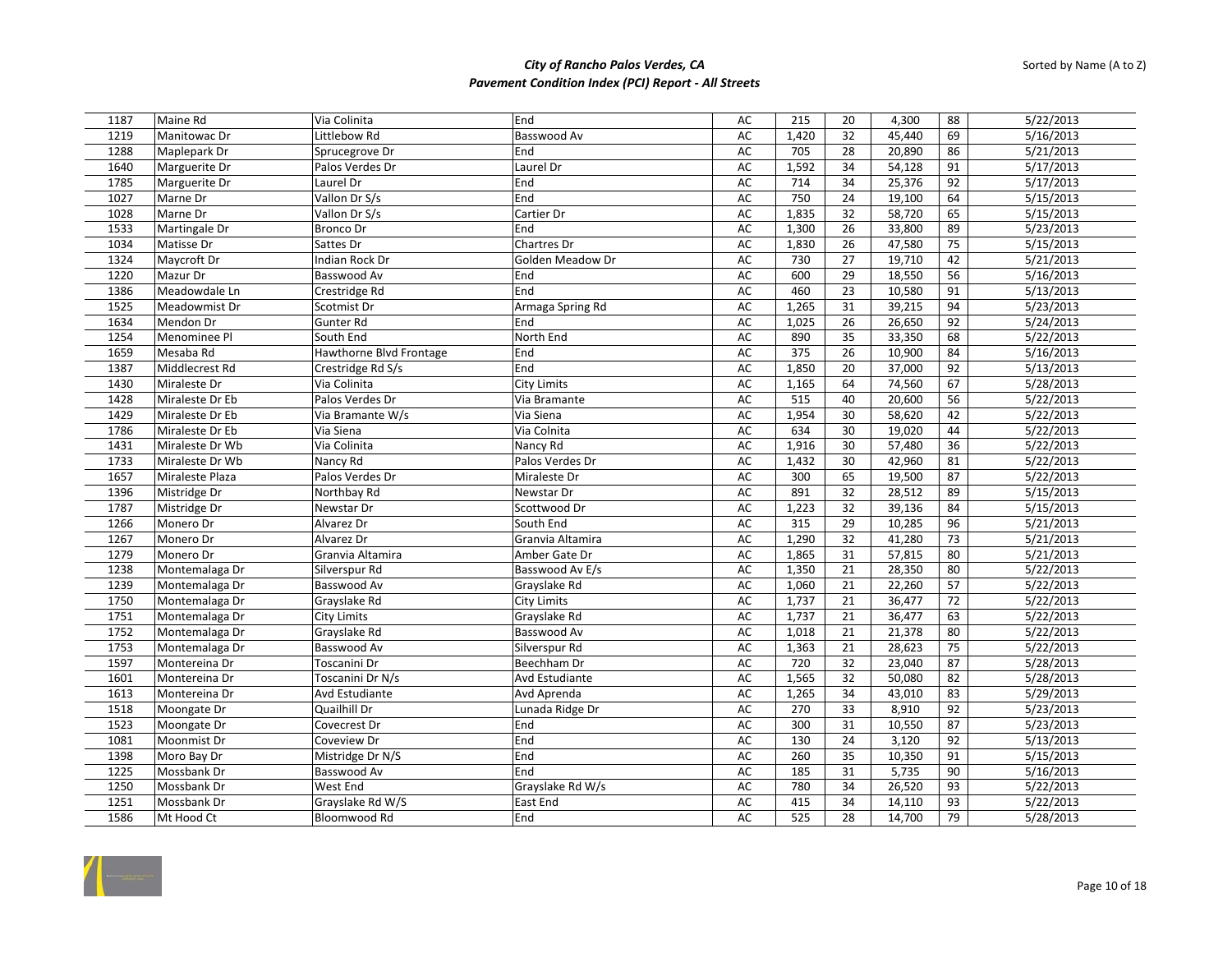# City of Rancho Palos Verdes, CA
## Pavement Condition Index (PCI) Report - All Streets

Sorted by Name (A to Z)

| | | | | | | | | | |
|---|---|---|---|---|---|---|---|---|---|
| 1187 | Maine Rd | Via Colinita | End | AC | 215 | 20 | 4,300 | 88 | 5/22/2013 |
| 1219 | Manitowac Dr | Littlebow Rd | Basswood Av | AC | 1,420 | 32 | 45,440 | 69 | 5/16/2013 |
| 1288 | Maplepark Dr | Sprucegrove Dr | End | AC | 705 | 28 | 20,890 | 86 | 5/21/2013 |
| 1640 | Marguerite Dr | Palos Verdes Dr | Laurel Dr | AC | 1,592 | 34 | 54,128 | 91 | 5/17/2013 |
| 1785 | Marguerite Dr | Laurel Dr | End | AC | 714 | 34 | 25,376 | 92 | 5/17/2013 |
| 1027 | Marne Dr | Vallon Dr S/s | End | AC | 750 | 24 | 19,100 | 64 | 5/15/2013 |
| 1028 | Marne Dr | Vallon Dr S/s | Cartier Dr | AC | 1,835 | 32 | 58,720 | 65 | 5/15/2013 |
| 1533 | Martingale Dr | Bronco Dr | End | AC | 1,300 | 26 | 33,800 | 89 | 5/23/2013 |
| 1034 | Matisse Dr | Sattes Dr | Chartres Dr | AC | 1,830 | 26 | 47,580 | 75 | 5/15/2013 |
| 1324 | Maycroft Dr | Indian Rock Dr | Golden Meadow Dr | AC | 730 | 27 | 19,710 | 42 | 5/21/2013 |
| 1220 | Mazur Dr | Basswood Av | End | AC | 600 | 29 | 18,550 | 56 | 5/16/2013 |
| 1386 | Meadowdale Ln | Crestridge Rd | End | AC | 460 | 23 | 10,580 | 91 | 5/13/2013 |
| 1525 | Meadowmist Dr | Scotmist Dr | Armaga Spring Rd | AC | 1,265 | 31 | 39,215 | 94 | 5/23/2013 |
| 1634 | Mendon Dr | Gunter Rd | End | AC | 1,025 | 26 | 26,650 | 92 | 5/24/2013 |
| 1254 | Menominee Pl | South End | North End | AC | 890 | 35 | 33,350 | 68 | 5/22/2013 |
| 1659 | Mesaba Rd | Hawthorne Blvd Frontage | End | AC | 375 | 26 | 10,900 | 84 | 5/16/2013 |
| 1387 | Middlecrest Rd | Crestridge Rd S/s | End | AC | 1,850 | 20 | 37,000 | 92 | 5/13/2013 |
| 1430 | Miraleste Dr | Via Colinita | City Limits | AC | 1,165 | 64 | 74,560 | 67 | 5/28/2013 |
| 1428 | Miraleste Dr Eb | Palos Verdes Dr | Via Bramante | AC | 515 | 40 | 20,600 | 56 | 5/22/2013 |
| 1429 | Miraleste Dr Eb | Via Bramante W/s | Via Siena | AC | 1,954 | 30 | 58,620 | 42 | 5/22/2013 |
| 1786 | Miraleste Dr Eb | Via Siena | Via Colnita | AC | 634 | 30 | 19,020 | 44 | 5/22/2013 |
| 1431 | Miraleste Dr Wb | Via Colinita | Nancy Rd | AC | 1,916 | 30 | 57,480 | 36 | 5/22/2013 |
| 1733 | Miraleste Dr Wb | Nancy Rd | Palos Verdes Dr | AC | 1,432 | 30 | 42,960 | 81 | 5/22/2013 |
| 1657 | Miraleste Plaza | Palos Verdes Dr | Miraleste Dr | AC | 300 | 65 | 19,500 | 87 | 5/22/2013 |
| 1396 | Mistridge Dr | Northbay Rd | Newstar Dr | AC | 891 | 32 | 28,512 | 89 | 5/15/2013 |
| 1787 | Mistridge Dr | Newstar Dr | Scottwood Dr | AC | 1,223 | 32 | 39,136 | 84 | 5/15/2013 |
| 1266 | Monero Dr | Alvarez Dr | South End | AC | 315 | 29 | 10,285 | 96 | 5/21/2013 |
| 1267 | Monero Dr | Alvarez Dr | Granvia Altamira | AC | 1,290 | 32 | 41,280 | 73 | 5/21/2013 |
| 1279 | Monero Dr | Granvia Altamira | Amber Gate Dr | AC | 1,865 | 31 | 57,815 | 80 | 5/21/2013 |
| 1238 | Montemalaga Dr | Silverspur Rd | Basswood Av E/s | AC | 1,350 | 21 | 28,350 | 80 | 5/22/2013 |
| 1239 | Montemalaga Dr | Basswood Av | Grayslake Rd | AC | 1,060 | 21 | 22,260 | 57 | 5/22/2013 |
| 1750 | Montemalaga Dr | Grayslake Rd | City Limits | AC | 1,737 | 21 | 36,477 | 72 | 5/22/2013 |
| 1751 | Montemalaga Dr | City Limits | Grayslake Rd | AC | 1,737 | 21 | 36,477 | 63 | 5/22/2013 |
| 1752 | Montemalaga Dr | Grayslake Rd | Basswood Av | AC | 1,018 | 21 | 21,378 | 80 | 5/22/2013 |
| 1753 | Montemalaga Dr | Basswood Av | Silverspur Rd | AC | 1,363 | 21 | 28,623 | 75 | 5/22/2013 |
| 1597 | Montereina Dr | Toscanini Dr | Beechham Dr | AC | 720 | 32 | 23,040 | 87 | 5/28/2013 |
| 1601 | Montereina Dr | Toscanini Dr N/s | Avd Estudiante | AC | 1,565 | 32 | 50,080 | 82 | 5/28/2013 |
| 1613 | Montereina Dr | Avd Estudiante | Avd Aprenda | AC | 1,265 | 34 | 43,010 | 83 | 5/29/2013 |
| 1518 | Moongate Dr | Quailhill Dr | Lunada Ridge Dr | AC | 270 | 33 | 8,910 | 92 | 5/23/2013 |
| 1523 | Moongate Dr | Covecrest Dr | End | AC | 300 | 31 | 10,550 | 87 | 5/23/2013 |
| 1081 | Moonmist Dr | Coveview Dr | End | AC | 130 | 24 | 3,120 | 92 | 5/13/2013 |
| 1398 | Moro Bay Dr | Mistridge Dr N/S | End | AC | 260 | 35 | 10,350 | 91 | 5/15/2013 |
| 1225 | Mossbank Dr | Basswood Av | End | AC | 185 | 31 | 5,735 | 90 | 5/16/2013 |
| 1250 | Mossbank Dr | West End | Grayslake Rd W/s | AC | 780 | 34 | 26,520 | 93 | 5/22/2013 |
| 1251 | Mossbank Dr | Grayslake Rd W/S | East End | AC | 415 | 34 | 14,110 | 93 | 5/22/2013 |
| 1586 | Mt Hood Ct | Bloomwood Rd | End | AC | 525 | 28 | 14,700 | 79 | 5/28/2013 |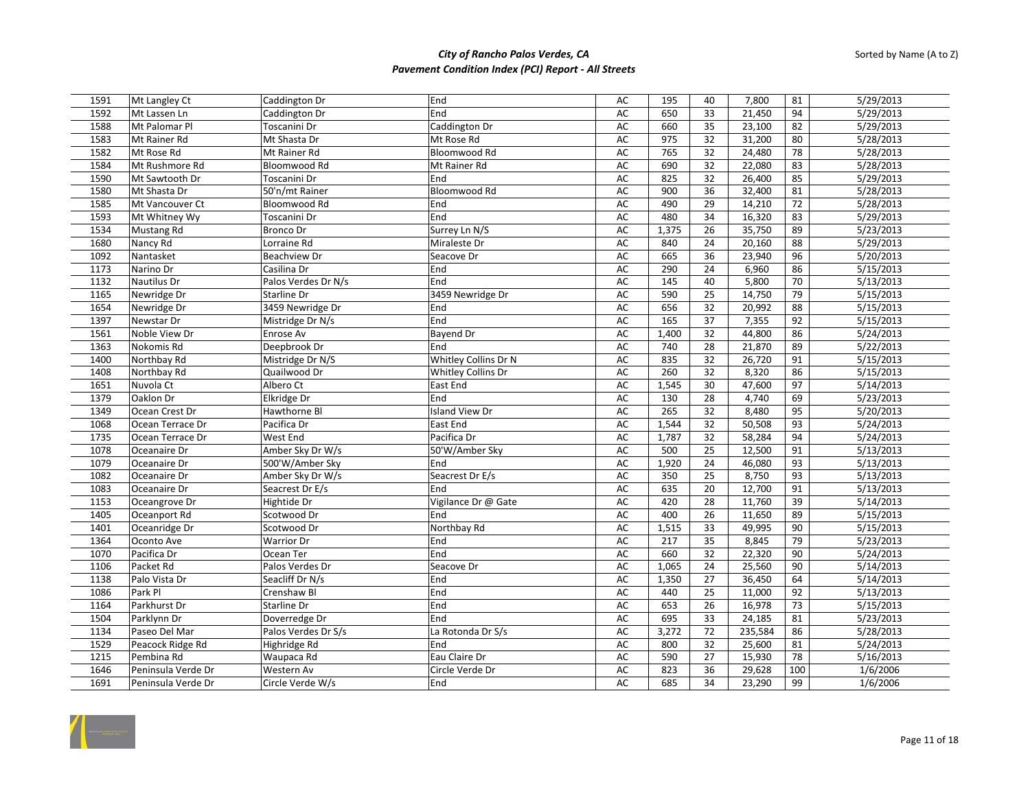# City of Rancho Palos Verdes, CA
## Pavement Condition Index (PCI) Report - All Streets

Sorted by Name (A to Z)

| | | | | | | | | | |
|---|---|---|---|---|---|---|---|---|---|
| 1591 | Mt Langley Ct | Caddington Dr | End | AC | 195 | 40 | 7,800 | 81 | 5/29/2013 |
| 1592 | Mt Lassen Ln | Caddington Dr | End | AC | 650 | 33 | 21,450 | 94 | 5/29/2013 |
| 1588 | Mt Palomar Pl | Toscanini Dr | Caddington Dr | AC | 660 | 35 | 23,100 | 82 | 5/29/2013 |
| 1583 | Mt Rainer Rd | Mt Shasta Dr | Mt Rose Rd | AC | 975 | 32 | 31,200 | 80 | 5/28/2013 |
| 1582 | Mt Rose Rd | Mt Rainer Rd | Bloomwood Rd | AC | 765 | 32 | 24,480 | 78 | 5/28/2013 |
| 1584 | Mt Rushmore Rd | Bloomwood Rd | Mt Rainer Rd | AC | 690 | 32 | 22,080 | 83 | 5/28/2013 |
| 1590 | Mt Sawtooth Dr | Toscanini Dr | End | AC | 825 | 32 | 26,400 | 85 | 5/29/2013 |
| 1580 | Mt Shasta Dr | 50'n/mt Rainer | Bloomwood Rd | AC | 900 | 36 | 32,400 | 81 | 5/28/2013 |
| 1585 | Mt Vancouver Ct | Bloomwood Rd | End | AC | 490 | 29 | 14,210 | 72 | 5/28/2013 |
| 1593 | Mt Whitney Wy | Toscanini Dr | End | AC | 480 | 34 | 16,320 | 83 | 5/29/2013 |
| 1534 | Mustang Rd | Bronco Dr | Surrey Ln N/S | AC | 1,375 | 26 | 35,750 | 89 | 5/23/2013 |
| 1680 | Nancy Rd | Lorraine Rd | Miraleste Dr | AC | 840 | 24 | 20,160 | 88 | 5/29/2013 |
| 1092 | Nantasket | Beachview Dr | Seacove Dr | AC | 665 | 36 | 23,940 | 96 | 5/20/2013 |
| 1173 | Narino Dr | Casilina Dr | End | AC | 290 | 24 | 6,960 | 86 | 5/15/2013 |
| 1132 | Nautilus Dr | Palos Verdes Dr N/s | End | AC | 145 | 40 | 5,800 | 70 | 5/13/2013 |
| 1165 | Newridge Dr | Starline Dr | 3459 Newridge Dr | AC | 590 | 25 | 14,750 | 79 | 5/15/2013 |
| 1654 | Newridge Dr | 3459 Newridge Dr | End | AC | 656 | 32 | 20,992 | 88 | 5/15/2013 |
| 1397 | Newstar Dr | Mistridge Dr N/s | End | AC | 165 | 37 | 7,355 | 92 | 5/15/2013 |
| 1561 | Noble View Dr | Enrose Av | Bayend Dr | AC | 1,400 | 32 | 44,800 | 86 | 5/24/2013 |
| 1363 | Nokomis Rd | Deepbrook Dr | End | AC | 740 | 28 | 21,870 | 89 | 5/22/2013 |
| 1400 | Northbay Rd | Mistridge Dr N/S | Whitley Collins Dr N | AC | 835 | 32 | 26,720 | 91 | 5/15/2013 |
| 1408 | Northbay Rd | Quailwood Dr | Whitley Collins Dr | AC | 260 | 32 | 8,320 | 86 | 5/15/2013 |
| 1651 | Nuvola Ct | Albero Ct | East End | AC | 1,545 | 30 | 47,600 | 97 | 5/14/2013 |
| 1379 | Oaklon Dr | Elkridge Dr | End | AC | 130 | 28 | 4,740 | 69 | 5/23/2013 |
| 1349 | Ocean Crest Dr | Hawthorne Bl | Island View Dr | AC | 265 | 32 | 8,480 | 95 | 5/20/2013 |
| 1068 | Ocean Terrace Dr | Pacifica Dr | East End | AC | 1,544 | 32 | 50,508 | 93 | 5/24/2013 |
| 1735 | Ocean Terrace Dr | West End | Pacifica Dr | AC | 1,787 | 32 | 58,284 | 94 | 5/24/2013 |
| 1078 | Oceanaire Dr | Amber Sky Dr W/s | 50'W/Amber Sky | AC | 500 | 25 | 12,500 | 91 | 5/13/2013 |
| 1079 | Oceanaire Dr | 500'W/Amber Sky | End | AC | 1,920 | 24 | 46,080 | 93 | 5/13/2013 |
| 1082 | Oceanaire Dr | Amber Sky Dr W/s | Seacrest Dr E/s | AC | 350 | 25 | 8,750 | 93 | 5/13/2013 |
| 1083 | Oceanaire Dr | Seacrest Dr E/s | End | AC | 635 | 20 | 12,700 | 91 | 5/13/2013 |
| 1153 | Oceangrove Dr | Hightide Dr | Vigilance Dr @ Gate | AC | 420 | 28 | 11,760 | 39 | 5/14/2013 |
| 1405 | Oceanport Rd | Scotwood Dr | End | AC | 400 | 26 | 11,650 | 89 | 5/15/2013 |
| 1401 | Oceanridge Dr | Scotwood Dr | Northbay Rd | AC | 1,515 | 33 | 49,995 | 90 | 5/15/2013 |
| 1364 | Oconto Ave | Warrior Dr | End | AC | 217 | 35 | 8,845 | 79 | 5/23/2013 |
| 1070 | Pacifica Dr | Ocean Ter | End | AC | 660 | 32 | 22,320 | 90 | 5/24/2013 |
| 1106 | Packet Rd | Palos Verdes Dr | Seacove Dr | AC | 1,065 | 24 | 25,560 | 90 | 5/14/2013 |
| 1138 | Palo Vista Dr | Seacliff Dr N/s | End | AC | 1,350 | 27 | 36,450 | 64 | 5/14/2013 |
| 1086 | Park Pl | Crenshaw Bl | End | AC | 440 | 25 | 11,000 | 92 | 5/13/2013 |
| 1164 | Parkhurst Dr | Starline Dr | End | AC | 653 | 26 | 16,978 | 73 | 5/15/2013 |
| 1504 | Parklynn Dr | Doverredge Dr | End | AC | 695 | 33 | 24,185 | 81 | 5/23/2013 |
| 1134 | Paseo Del Mar | Palos Verdes Dr S/s | La Rotonda Dr S/s | AC | 3,272 | 72 | 235,584 | 86 | 5/28/2013 |
| 1529 | Peacock Ridge Rd | Highridge Rd | End | AC | 800 | 32 | 25,600 | 81 | 5/24/2013 |
| 1215 | Pembina Rd | Waupaca Rd | Eau Claire Dr | AC | 590 | 27 | 15,930 | 78 | 5/16/2013 |
| 1646 | Peninsula Verde Dr | Western Av | Circle Verde Dr | AC | 823 | 36 | 29,628 | 100 | 1/6/2006 |
| 1691 | Peninsula Verde Dr | Circle Verde W/s | End | AC | 685 | 34 | 23,290 | 99 | 1/6/2006 |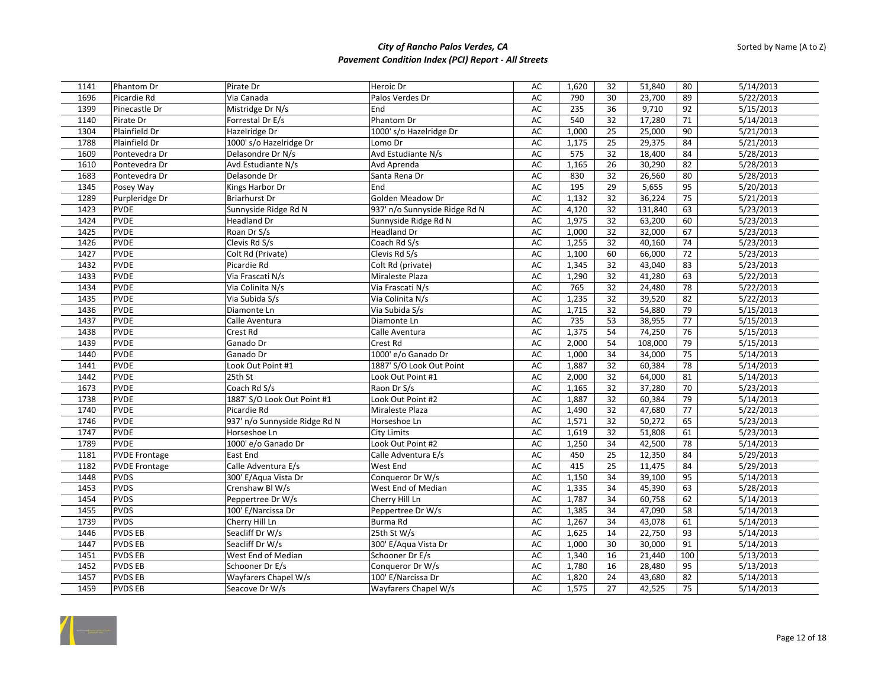# City of Rancho Palos Verdes, CA
## Pavement Condition Index (PCI) Report - All Streets

Sorted by Name (A to Z)

| | | | | | | | | | |
|---|---|---|---|---|---|---|---|---|---|
| 1141 | Phantom Dr | Pirate Dr | Heroic Dr | AC | 1,620 | 32 | 51,840 | 80 | 5/14/2013 |
| 1696 | Picardie Rd | Via Canada | Palos Verdes Dr | AC | 790 | 30 | 23,700 | 89 | 5/22/2013 |
| 1399 | Pinecastle Dr | Mistridge Dr N/s | End | AC | 235 | 36 | 9,710 | 92 | 5/15/2013 |
| 1140 | Pirate Dr | Forrestal Dr E/s | Phantom Dr | AC | 540 | 32 | 17,280 | 71 | 5/14/2013 |
| 1304 | Plainfield Dr | Hazelridge Dr | 1000' s/o Hazelridge Dr | AC | 1,000 | 25 | 25,000 | 90 | 5/21/2013 |
| 1788 | Plainfield Dr | 1000' s/o Hazelridge Dr | Lomo Dr | AC | 1,175 | 25 | 29,375 | 84 | 5/21/2013 |
| 1609 | Pontevedra Dr | Delasondre Dr N/s | Avd Estudiante N/s | AC | 575 | 32 | 18,400 | 84 | 5/28/2013 |
| 1610 | Pontevedra Dr | Avd Estudiante N/s | Avd Aprenda | AC | 1,165 | 26 | 30,290 | 82 | 5/28/2013 |
| 1683 | Pontevedra Dr | Delasonde Dr | Santa Rena Dr | AC | 830 | 32 | 26,560 | 80 | 5/28/2013 |
| 1345 | Posey Way | Kings Harbor Dr | End | AC | 195 | 29 | 5,655 | 95 | 5/20/2013 |
| 1289 | Purpleridge Dr | Briarhurst Dr | Golden Meadow Dr | AC | 1,132 | 32 | 36,224 | 75 | 5/21/2013 |
| 1423 | PVDE | Sunnyside Ridge Rd N | 937' n/o Sunnyside Ridge Rd N | AC | 4,120 | 32 | 131,840 | 63 | 5/23/2013 |
| 1424 | PVDE | Headland Dr | Sunnyside Ridge Rd N | AC | 1,975 | 32 | 63,200 | 60 | 5/23/2013 |
| 1425 | PVDE | Roan Dr S/s | Headland Dr | AC | 1,000 | 32 | 32,000 | 67 | 5/23/2013 |
| 1426 | PVDE | Clevis Rd S/s | Coach Rd S/s | AC | 1,255 | 32 | 40,160 | 74 | 5/23/2013 |
| 1427 | PVDE | Colt Rd (Private) | Clevis Rd S/s | AC | 1,100 | 60 | 66,000 | 72 | 5/23/2013 |
| 1432 | PVDE | Picardie Rd | Colt Rd (private) | AC | 1,345 | 32 | 43,040 | 83 | 5/23/2013 |
| 1433 | PVDE | Via Frascati N/s | Miraleste Plaza | AC | 1,290 | 32 | 41,280 | 63 | 5/22/2013 |
| 1434 | PVDE | Via Colinita N/s | Via Frascati N/s | AC | 765 | 32 | 24,480 | 78 | 5/22/2013 |
| 1435 | PVDE | Via Subida S/s | Via Colinita N/s | AC | 1,235 | 32 | 39,520 | 82 | 5/22/2013 |
| 1436 | PVDE | Diamonte Ln | Via Subida S/s | AC | 1,715 | 32 | 54,880 | 79 | 5/15/2013 |
| 1437 | PVDE | Calle Aventura | Diamonte Ln | AC | 735 | 53 | 38,955 | 77 | 5/15/2013 |
| 1438 | PVDE | Crest Rd | Calle Aventura | AC | 1,375 | 54 | 74,250 | 76 | 5/15/2013 |
| 1439 | PVDE | Ganado Dr | Crest Rd | AC | 2,000 | 54 | 108,000 | 79 | 5/15/2013 |
| 1440 | PVDE | Ganado Dr | 1000' e/o Ganado Dr | AC | 1,000 | 34 | 34,000 | 75 | 5/14/2013 |
| 1441 | PVDE | Look Out Point #1 | 1887' S/O Look Out Point | AC | 1,887 | 32 | 60,384 | 78 | 5/14/2013 |
| 1442 | PVDE | 25th St | Look Out Point #1 | AC | 2,000 | 32 | 64,000 | 81 | 5/14/2013 |
| 1673 | PVDE | Coach Rd S/s | Raon Dr S/s | AC | 1,165 | 32 | 37,280 | 70 | 5/23/2013 |
| 1738 | PVDE | 1887' S/O Look Out Point #1 | Look Out Point #2 | AC | 1,887 | 32 | 60,384 | 79 | 5/14/2013 |
| 1740 | PVDE | Picardie Rd | Miraleste Plaza | AC | 1,490 | 32 | 47,680 | 77 | 5/22/2013 |
| 1746 | PVDE | 937' n/o Sunnyside Ridge Rd N | Horseshoe Ln | AC | 1,571 | 32 | 50,272 | 65 | 5/23/2013 |
| 1747 | PVDE | Horseshoe Ln | City Limits | AC | 1,619 | 32 | 51,808 | 61 | 5/23/2013 |
| 1789 | PVDE | 1000' e/o Ganado Dr | Look Out Point #2 | AC | 1,250 | 34 | 42,500 | 78 | 5/14/2013 |
| 1181 | PVDE Frontage | East End | Calle Adventura E/s | AC | 450 | 25 | 12,350 | 84 | 5/29/2013 |
| 1182 | PVDE Frontage | Calle Adventura E/s | West End | AC | 415 | 25 | 11,475 | 84 | 5/29/2013 |
| 1448 | PVDS | 300' E/Aqua Vista Dr | Conqueror Dr W/s | AC | 1,150 | 34 | 39,100 | 95 | 5/14/2013 |
| 1453 | PVDS | Crenshaw Bl W/s | West End of Median | AC | 1,335 | 34 | 45,390 | 63 | 5/28/2013 |
| 1454 | PVDS | Peppertree Dr W/s | Cherry Hill Ln | AC | 1,787 | 34 | 60,758 | 62 | 5/14/2013 |
| 1455 | PVDS | 100' E/Narcissa Dr | Peppertree Dr W/s | AC | 1,385 | 34 | 47,090 | 58 | 5/14/2013 |
| 1739 | PVDS | Cherry Hill Ln | Burma Rd | AC | 1,267 | 34 | 43,078 | 61 | 5/14/2013 |
| 1446 | PVDS EB | Seacliff Dr W/s | 25th St W/s | AC | 1,625 | 14 | 22,750 | 93 | 5/14/2013 |
| 1447 | PVDS EB | Seacliff Dr W/s | 300' E/Aqua Vista Dr | AC | 1,000 | 30 | 30,000 | 91 | 5/14/2013 |
| 1451 | PVDS EB | West End of Median | Schooner Dr E/s | AC | 1,340 | 16 | 21,440 | 100 | 5/13/2013 |
| 1452 | PVDS EB | Schooner Dr E/s | Conqueror Dr W/s | AC | 1,780 | 16 | 28,480 | 95 | 5/13/2013 |
| 1457 | PVDS EB | Wayfarers Chapel W/s | 100' E/Narcissa Dr | AC | 1,820 | 24 | 43,680 | 82 | 5/14/2013 |
| 1459 | PVDS EB | Seacove Dr W/s | Wayfarers Chapel W/s | AC | 1,575 | 27 | 42,525 | 75 | 5/14/2013 |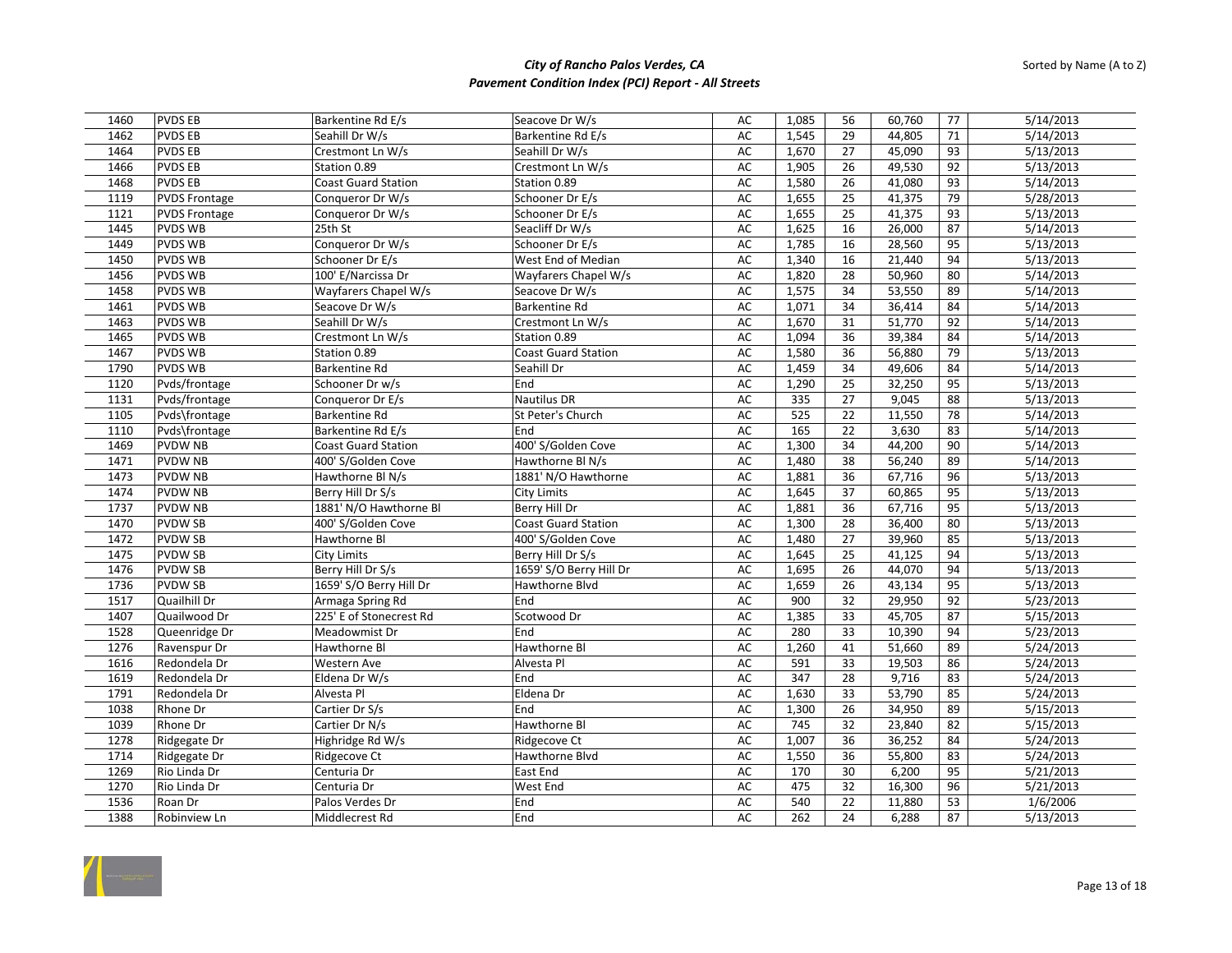# City of Rancho Palos Verdes, CA
## Pavement Condition Index (PCI) Report - All Streets

Sorted by Name (A to Z)

| | | | | | | | | | |
|---|---|---|---|---|---|---|---|---|---|
| 1460 | PVDS EB | Barkentine Rd E/s | Seacove Dr W/s | AC | 1,085 | 56 | 60,760 | 77 | 5/14/2013 |
| 1462 | PVDS EB | Seahill Dr W/s | Barkentine Rd E/s | AC | 1,545 | 29 | 44,805 | 71 | 5/14/2013 |
| 1464 | PVDS EB | Crestmont Ln W/s | Seahill Dr W/s | AC | 1,670 | 27 | 45,090 | 93 | 5/13/2013 |
| 1466 | PVDS EB | Station 0.89 | Crestmont Ln W/s | AC | 1,905 | 26 | 49,530 | 92 | 5/13/2013 |
| 1468 | PVDS EB | Coast Guard Station | Station 0.89 | AC | 1,580 | 26 | 41,080 | 93 | 5/14/2013 |
| 1119 | PVDS Frontage | Conqueror Dr W/s | Schooner Dr E/s | AC | 1,655 | 25 | 41,375 | 79 | 5/28/2013 |
| 1121 | PVDS Frontage | Conqueror Dr W/s | Schooner Dr E/s | AC | 1,655 | 25 | 41,375 | 93 | 5/13/2013 |
| 1445 | PVDS WB | 25th St | Seacliff Dr W/s | AC | 1,625 | 16 | 26,000 | 87 | 5/14/2013 |
| 1449 | PVDS WB | Conqueror Dr W/s | Schooner Dr E/s | AC | 1,785 | 16 | 28,560 | 95 | 5/13/2013 |
| 1450 | PVDS WB | Schooner Dr E/s | West End of Median | AC | 1,340 | 16 | 21,440 | 94 | 5/13/2013 |
| 1456 | PVDS WB | 100' E/Narcissa Dr | Wayfarers Chapel W/s | AC | 1,820 | 28 | 50,960 | 80 | 5/14/2013 |
| 1458 | PVDS WB | Wayfarers Chapel W/s | Seacove Dr W/s | AC | 1,575 | 34 | 53,550 | 89 | 5/14/2013 |
| 1461 | PVDS WB | Seacove Dr W/s | Barkentine Rd | AC | 1,071 | 34 | 36,414 | 84 | 5/14/2013 |
| 1463 | PVDS WB | Seahill Dr W/s | Crestmont Ln W/s | AC | 1,670 | 31 | 51,770 | 92 | 5/14/2013 |
| 1465 | PVDS WB | Crestmont Ln W/s | Station 0.89 | AC | 1,094 | 36 | 39,384 | 84 | 5/14/2013 |
| 1467 | PVDS WB | Station 0.89 | Coast Guard Station | AC | 1,580 | 36 | 56,880 | 79 | 5/13/2013 |
| 1790 | PVDS WB | Barkentine Rd | Seahill Dr | AC | 1,459 | 34 | 49,606 | 84 | 5/14/2013 |
| 1120 | Pvds/frontage | Schooner Dr w/s | End | AC | 1,290 | 25 | 32,250 | 95 | 5/13/2013 |
| 1131 | Pvds/frontage | Conqueror Dr E/s | Nautilus DR | AC | 335 | 27 | 9,045 | 88 | 5/13/2013 |
| 1105 | Pvds\frontage | Barkentine Rd | St Peter's Church | AC | 525 | 22 | 11,550 | 78 | 5/14/2013 |
| 1110 | Pvds\frontage | Barkentine Rd E/s | End | AC | 165 | 22 | 3,630 | 83 | 5/14/2013 |
| 1469 | PVDW NB | Coast Guard Station | 400' S/Golden Cove | AC | 1,300 | 34 | 44,200 | 90 | 5/14/2013 |
| 1471 | PVDW NB | 400' S/Golden Cove | Hawthorne Bl N/s | AC | 1,480 | 38 | 56,240 | 89 | 5/14/2013 |
| 1473 | PVDW NB | Hawthorne Bl N/s | 1881' N/O Hawthorne | AC | 1,881 | 36 | 67,716 | 96 | 5/13/2013 |
| 1474 | PVDW NB | Berry Hill Dr S/s | City Limits | AC | 1,645 | 37 | 60,865 | 95 | 5/13/2013 |
| 1737 | PVDW NB | 1881' N/O Hawthorne Bl | Berry Hill Dr | AC | 1,881 | 36 | 67,716 | 95 | 5/13/2013 |
| 1470 | PVDW SB | 400' S/Golden Cove | Coast Guard Station | AC | 1,300 | 28 | 36,400 | 80 | 5/13/2013 |
| 1472 | PVDW SB | Hawthorne Bl | 400' S/Golden Cove | AC | 1,480 | 27 | 39,960 | 85 | 5/13/2013 |
| 1475 | PVDW SB | City Limits | Berry Hill Dr S/s | AC | 1,645 | 25 | 41,125 | 94 | 5/13/2013 |
| 1476 | PVDW SB | Berry Hill Dr S/s | 1659' S/O Berry Hill Dr | AC | 1,695 | 26 | 44,070 | 94 | 5/13/2013 |
| 1736 | PVDW SB | 1659' S/O Berry Hill Dr | Hawthorne Blvd | AC | 1,659 | 26 | 43,134 | 95 | 5/13/2013 |
| 1517 | Quailhill Dr | Armaga Spring Rd | End | AC | 900 | 32 | 29,950 | 92 | 5/23/2013 |
| 1407 | Quailwood Dr | 225' E of Stonecrest Rd | Scotwood Dr | AC | 1,385 | 33 | 45,705 | 87 | 5/15/2013 |
| 1528 | Queenridge Dr | Meadowmist Dr | End | AC | 280 | 33 | 10,390 | 94 | 5/23/2013 |
| 1276 | Ravenspur Dr | Hawthorne Bl | Hawthorne Bl | AC | 1,260 | 41 | 51,660 | 89 | 5/24/2013 |
| 1616 | Redondela Dr | Western Ave | Alvesta Pl | AC | 591 | 33 | 19,503 | 86 | 5/24/2013 |
| 1619 | Redondela Dr | Eldena Dr W/s | End | AC | 347 | 28 | 9,716 | 83 | 5/24/2013 |
| 1791 | Redondela Dr | Alvesta Pl | Eldena Dr | AC | 1,630 | 33 | 53,790 | 85 | 5/24/2013 |
| 1038 | Rhone Dr | Cartier Dr S/s | End | AC | 1,300 | 26 | 34,950 | 89 | 5/15/2013 |
| 1039 | Rhone Dr | Cartier Dr N/s | Hawthorne Bl | AC | 745 | 32 | 23,840 | 82 | 5/15/2013 |
| 1278 | Ridgegate Dr | Highridge Rd W/s | Ridgecove Ct | AC | 1,007 | 36 | 36,252 | 84 | 5/24/2013 |
| 1714 | Ridgegate Dr | Ridgecove Ct | Hawthorne Blvd | AC | 1,550 | 36 | 55,800 | 83 | 5/24/2013 |
| 1269 | Rio Linda Dr | Centuria Dr | East End | AC | 170 | 30 | 6,200 | 95 | 5/21/2013 |
| 1270 | Rio Linda Dr | Centuria Dr | West End | AC | 475 | 32 | 16,300 | 96 | 5/21/2013 |
| 1536 | Roan Dr | Palos Verdes Dr | End | AC | 540 | 22 | 11,880 | 53 | 1/6/2006 |
| 1388 | Robinview Ln | Middlecrest Rd | End | AC | 262 | 24 | 6,288 | 87 | 5/13/2013 |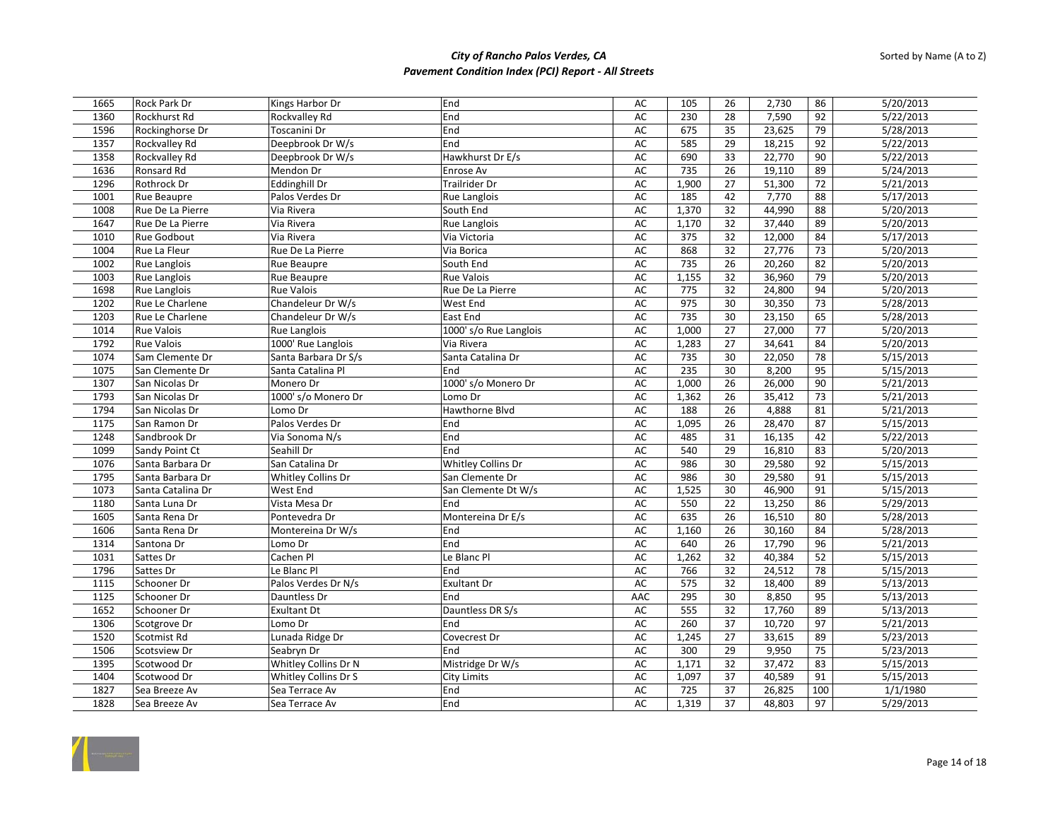# City of Rancho Palos Verdes, CA
## Pavement Condition Index (PCI) Report - All Streets

Sorted by Name (A to Z)

| | | | | | | | | | |
|---|---|---|---|---|---|---|---|---|---|
| 1665 | Rock Park Dr | Kings Harbor Dr | End | AC | 105 | 26 | 2,730 | 86 | 5/20/2013 |
| 1360 | Rockhurst Rd | Rockvalley Rd | End | AC | 230 | 28 | 7,590 | 92 | 5/22/2013 |
| 1596 | Rockinghorse Dr | Toscanini Dr | End | AC | 675 | 35 | 23,625 | 79 | 5/28/2013 |
| 1357 | Rockvalley Rd | Deepbrook Dr W/s | End | AC | 585 | 29 | 18,215 | 92 | 5/22/2013 |
| 1358 | Rockvalley Rd | Deepbrook Dr W/s | Hawkhurst Dr E/s | AC | 690 | 33 | 22,770 | 90 | 5/22/2013 |
| 1636 | Ronsard Rd | Mendon Dr | Enrose Av | AC | 735 | 26 | 19,110 | 89 | 5/24/2013 |
| 1296 | Rothrock Dr | Eddinghill Dr | Trailrider Dr | AC | 1,900 | 27 | 51,300 | 72 | 5/21/2013 |
| 1001 | Rue Beaupre | Palos Verdes Dr | Rue Langlois | AC | 185 | 42 | 7,770 | 88 | 5/17/2013 |
| 1008 | Rue De La Pierre | Via Rivera | South End | AC | 1,370 | 32 | 44,990 | 88 | 5/20/2013 |
| 1647 | Rue De La Pierre | Via Rivera | Rue Langlois | AC | 1,170 | 32 | 37,440 | 89 | 5/20/2013 |
| 1010 | Rue Godbout | Via Rivera | Via Victoria | AC | 375 | 32 | 12,000 | 84 | 5/17/2013 |
| 1004 | Rue La Fleur | Rue De La Pierre | Via Borica | AC | 868 | 32 | 27,776 | 73 | 5/20/2013 |
| 1002 | Rue Langlois | Rue Beaupre | South End | AC | 735 | 26 | 20,260 | 82 | 5/20/2013 |
| 1003 | Rue Langlois | Rue Beaupre | Rue Valois | AC | 1,155 | 32 | 36,960 | 79 | 5/20/2013 |
| 1698 | Rue Langlois | Rue Valois | Rue De La Pierre | AC | 775 | 32 | 24,800 | 94 | 5/20/2013 |
| 1202 | Rue Le Charlene | Chandeleur Dr W/s | West End | AC | 975 | 30 | 30,350 | 73 | 5/28/2013 |
| 1203 | Rue Le Charlene | Chandeleur Dr W/s | East End | AC | 735 | 30 | 23,150 | 65 | 5/28/2013 |
| 1014 | Rue Valois | Rue Langlois | 1000' s/o Rue Langlois | AC | 1,000 | 27 | 27,000 | 77 | 5/20/2013 |
| 1792 | Rue Valois | 1000' Rue Langlois | Via Rivera | AC | 1,283 | 27 | 34,641 | 84 | 5/20/2013 |
| 1074 | Sam Clemente Dr | Santa Barbara Dr S/s | Santa Catalina Dr | AC | 735 | 30 | 22,050 | 78 | 5/15/2013 |
| 1075 | San Clemente Dr | Santa Catalina Pl | End | AC | 235 | 30 | 8,200 | 95 | 5/15/2013 |
| 1307 | San Nicolas Dr | Monero Dr | 1000' s/o Monero Dr | AC | 1,000 | 26 | 26,000 | 90 | 5/21/2013 |
| 1793 | San Nicolas Dr | 1000' s/o Monero Dr | Lomo Dr | AC | 1,362 | 26 | 35,412 | 73 | 5/21/2013 |
| 1794 | San Nicolas Dr | Lomo Dr | Hawthorne Blvd | AC | 188 | 26 | 4,888 | 81 | 5/21/2013 |
| 1175 | San Ramon Dr | Palos Verdes Dr | End | AC | 1,095 | 26 | 28,470 | 87 | 5/15/2013 |
| 1248 | Sandbrook Dr | Via Sonoma N/s | End | AC | 485 | 31 | 16,135 | 42 | 5/22/2013 |
| 1099 | Sandy Point Ct | Seahill Dr | End | AC | 540 | 29 | 16,810 | 83 | 5/20/2013 |
| 1076 | Santa Barbara Dr | San Catalina Dr | Whitley Collins Dr | AC | 986 | 30 | 29,580 | 92 | 5/15/2013 |
| 1795 | Santa Barbara Dr | Whitley Collins Dr | San Clemente Dr | AC | 986 | 30 | 29,580 | 91 | 5/15/2013 |
| 1073 | Santa Catalina Dr | West End | San Clemente Dt W/s | AC | 1,525 | 30 | 46,900 | 91 | 5/15/2013 |
| 1180 | Santa Luna Dr | Vista Mesa Dr | End | AC | 550 | 22 | 13,250 | 86 | 5/29/2013 |
| 1605 | Santa Rena Dr | Pontevedra Dr | Montereina Dr E/s | AC | 635 | 26 | 16,510 | 80 | 5/28/2013 |
| 1606 | Santa Rena Dr | Montereina Dr W/s | End | AC | 1,160 | 26 | 30,160 | 84 | 5/28/2013 |
| 1314 | Santona Dr | Lomo Dr | End | AC | 640 | 26 | 17,790 | 96 | 5/21/2013 |
| 1031 | Sattes Dr | Cachen Pl | Le Blanc Pl | AC | 1,262 | 32 | 40,384 | 52 | 5/15/2013 |
| 1796 | Sattes Dr | Le Blanc Pl | End | AC | 766 | 32 | 24,512 | 78 | 5/15/2013 |
| 1115 | Schooner Dr | Palos Verdes Dr N/s | Exultant Dr | AC | 575 | 32 | 18,400 | 89 | 5/13/2013 |
| 1125 | Schooner Dr | Dauntless Dr | End | AAC | 295 | 30 | 8,850 | 95 | 5/13/2013 |
| 1652 | Schooner Dr | Exultant Dt | Dauntless DR S/s | AC | 555 | 32 | 17,760 | 89 | 5/13/2013 |
| 1306 | Scotgrove Dr | Lomo Dr | End | AC | 260 | 37 | 10,720 | 97 | 5/21/2013 |
| 1520 | Scotmist Rd | Lunada Ridge Dr | Covecrest Dr | AC | 1,245 | 27 | 33,615 | 89 | 5/23/2013 |
| 1506 | Scotsview Dr | Seabryn Dr | End | AC | 300 | 29 | 9,950 | 75 | 5/23/2013 |
| 1395 | Scotwood Dr | Whitley Collins Dr N | Mistridge Dr W/s | AC | 1,171 | 32 | 37,472 | 83 | 5/15/2013 |
| 1404 | Scotwood Dr | Whitley Collins Dr S | City Limits | AC | 1,097 | 37 | 40,589 | 91 | 5/15/2013 |
| 1827 | Sea Breeze Av | Sea Terrace Av | End | AC | 725 | 37 | 26,825 | 100 | 1/1/1980 |
| 1828 | Sea Breeze Av | Sea Terrace Av | End | AC | 1,319 | 37 | 48,803 | 97 | 5/29/2013 |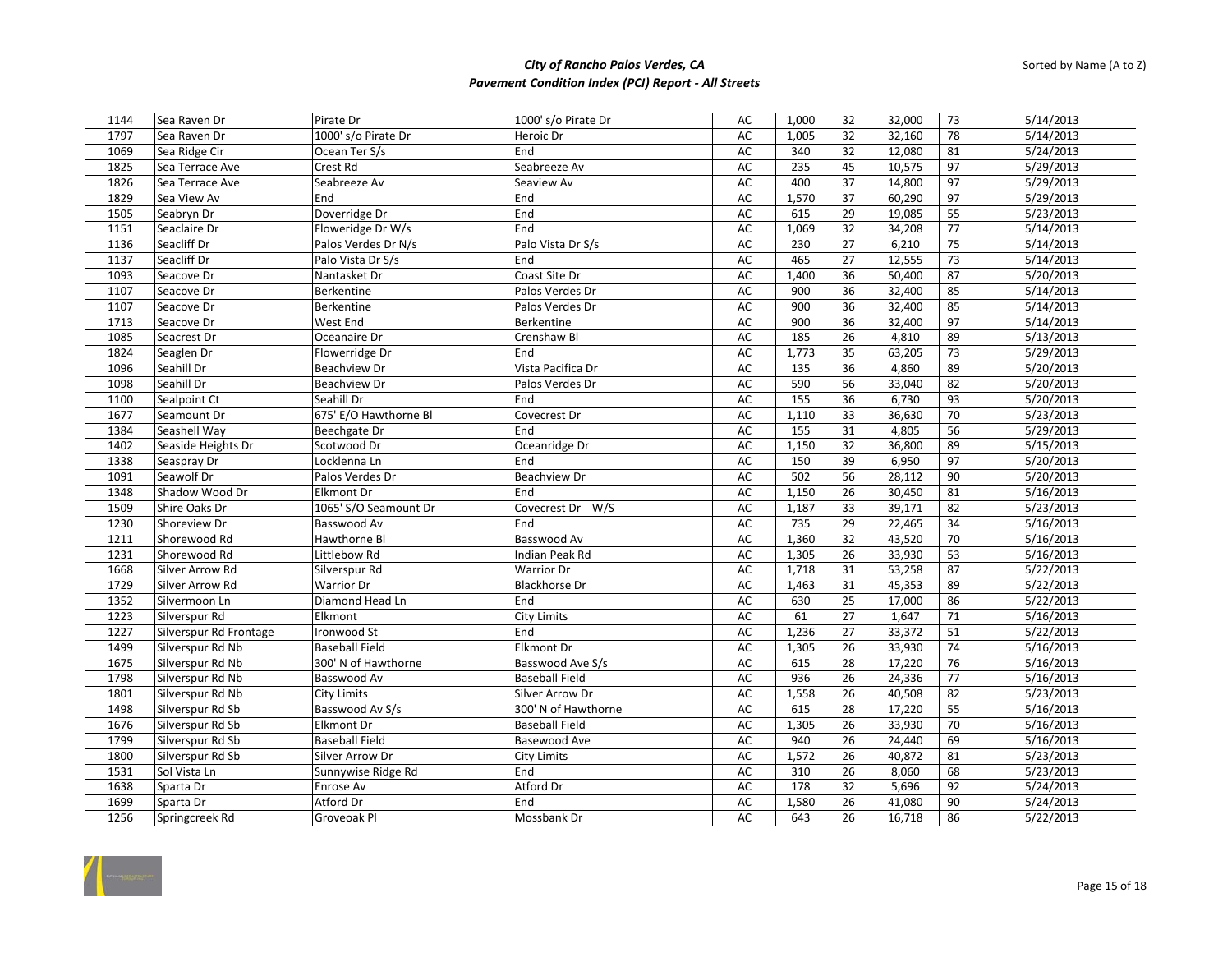| | | | | | | | | | |
|---|---|---|---|---|---|---|---|---|---|
| 1144 | Sea Raven Dr | Pirate Dr | 1000' s/o Pirate Dr | AC | 1,000 | 32 | 32,000 | 73 | 5/14/2013 |
| 1797 | Sea Raven Dr | 1000' s/o Pirate Dr | Heroic Dr | AC | 1,005 | 32 | 32,160 | 78 | 5/14/2013 |
| 1069 | Sea Ridge Cir | Ocean Ter S/s | End | AC | 340 | 32 | 12,080 | 81 | 5/24/2013 |
| 1825 | Sea Terrace Ave | Crest Rd | Seabreeze Av | AC | 235 | 45 | 10,575 | 97 | 5/29/2013 |
| 1826 | Sea Terrace Ave | Seabreeze Av | Seaview Av | AC | 400 | 37 | 14,800 | 97 | 5/29/2013 |
| 1829 | Sea View Av | End | End | AC | 1,570 | 37 | 60,290 | 97 | 5/29/2013 |
| 1505 | Seabryn Dr | Doverridge Dr | End | AC | 615 | 29 | 19,085 | 55 | 5/23/2013 |
| 1151 | Seaclaire Dr | Floweridge Dr W/s | End | AC | 1,069 | 32 | 34,208 | 77 | 5/14/2013 |
| 1136 | Seacliff Dr | Palos Verdes Dr N/s | Palo Vista Dr S/s | AC | 230 | 27 | 6,210 | 75 | 5/14/2013 |
| 1137 | Seacliff Dr | Palo Vista Dr S/s | End | AC | 465 | 27 | 12,555 | 73 | 5/14/2013 |
| 1093 | Seacove Dr | Nantasket Dr | Coast Site Dr | AC | 1,400 | 36 | 50,400 | 87 | 5/20/2013 |
| 1107 | Seacove Dr | Berkentine | Palos Verdes Dr | AC | 900 | 36 | 32,400 | 85 | 5/14/2013 |
| 1107 | Seacove Dr | Berkentine | Palos Verdes Dr | AC | 900 | 36 | 32,400 | 85 | 5/14/2013 |
| 1713 | Seacove Dr | West End | Berkentine | AC | 900 | 36 | 32,400 | 97 | 5/14/2013 |
| 1085 | Seacrest Dr | Oceanaire Dr | Crenshaw Bl | AC | 185 | 26 | 4,810 | 89 | 5/13/2013 |
| 1824 | Seaglen Dr | Flowerridge Dr | End | AC | 1,773 | 35 | 63,205 | 73 | 5/29/2013 |
| 1096 | Seahill Dr | Beachview Dr | Vista Pacifica Dr | AC | 135 | 36 | 4,860 | 89 | 5/20/2013 |
| 1098 | Seahill Dr | Beachview Dr | Palos Verdes Dr | AC | 590 | 56 | 33,040 | 82 | 5/20/2013 |
| 1100 | Sealpoint Ct | Seahill Dr | End | AC | 155 | 36 | 6,730 | 93 | 5/20/2013 |
| 1677 | Seamount Dr | 675' E/O Hawthorne Bl | Covecrest Dr | AC | 1,110 | 33 | 36,630 | 70 | 5/23/2013 |
| 1384 | Seashell Way | Beechgate Dr | End | AC | 155 | 31 | 4,805 | 56 | 5/29/2013 |
| 1402 | Seaside Heights Dr | Scotwood Dr | Oceanridge Dr | AC | 1,150 | 32 | 36,800 | 89 | 5/15/2013 |
| 1338 | Seaspray Dr | Locklenna Ln | End | AC | 150 | 39 | 6,950 | 97 | 5/20/2013 |
| 1091 | Seawolf Dr | Palos Verdes Dr | Beachview Dr | AC | 502 | 56 | 28,112 | 90 | 5/20/2013 |
| 1348 | Shadow Wood Dr | Elkmont Dr | End | AC | 1,150 | 26 | 30,450 | 81 | 5/16/2013 |
| 1509 | Shire Oaks Dr | 1065' S/O Seamount Dr | Covecrest Dr W/S | AC | 1,187 | 33 | 39,171 | 82 | 5/23/2013 |
| 1230 | Shoreview Dr | Basswood Av | End | AC | 735 | 29 | 22,465 | 34 | 5/16/2013 |
| 1211 | Shorewood Rd | Hawthorne Bl | Basswood Av | AC | 1,360 | 32 | 43,520 | 70 | 5/16/2013 |
| 1231 | Shorewood Rd | Littlebow Rd | Indian Peak Rd | AC | 1,305 | 26 | 33,930 | 53 | 5/16/2013 |
| 1668 | Silver Arrow Rd | Silverspur Rd | Warrior Dr | AC | 1,718 | 31 | 53,258 | 87 | 5/22/2013 |
| 1729 | Silver Arrow Rd | Warrior Dr | Blackhorse Dr | AC | 1,463 | 31 | 45,353 | 89 | 5/22/2013 |
| 1352 | Silvermoon Ln | Diamond Head Ln | End | AC | 630 | 25 | 17,000 | 86 | 5/22/2013 |
| 1223 | Silverspur Rd | Elkmont | City Limits | AC | 61 | 27 | 1,647 | 71 | 5/16/2013 |
| 1227 | Silverspur Rd Frontage | Ironwood St | End | AC | 1,236 | 27 | 33,372 | 51 | 5/22/2013 |
| 1499 | Silverspur Rd Nb | Baseball Field | Elkmont Dr | AC | 1,305 | 26 | 33,930 | 74 | 5/16/2013 |
| 1675 | Silverspur Rd Nb | 300' N of Hawthorne | Basswood Ave S/s | AC | 615 | 28 | 17,220 | 76 | 5/16/2013 |
| 1798 | Silverspur Rd Nb | Basswood Av | Baseball Field | AC | 936 | 26 | 24,336 | 77 | 5/16/2013 |
| 1801 | Silverspur Rd Nb | City Limits | Silver Arrow Dr | AC | 1,558 | 26 | 40,508 | 82 | 5/23/2013 |
| 1498 | Silverspur Rd Sb | Basswood Av S/s | 300' N of Hawthorne | AC | 615 | 28 | 17,220 | 55 | 5/16/2013 |
| 1676 | Silverspur Rd Sb | Elkmont Dr | Baseball Field | AC | 1,305 | 26 | 33,930 | 70 | 5/16/2013 |
| 1799 | Silverspur Rd Sb | Baseball Field | Basewood Ave | AC | 940 | 26 | 24,440 | 69 | 5/16/2013 |
| 1800 | Silverspur Rd Sb | Silver Arrow Dr | City Limits | AC | 1,572 | 26 | 40,872 | 81 | 5/23/2013 |
| 1531 | Sol Vista Ln | Sunnywise Ridge Rd | End | AC | 310 | 26 | 8,060 | 68 | 5/23/2013 |
| 1638 | Sparta Dr | Enrose Av | Atford Dr | AC | 178 | 32 | 5,696 | 92 | 5/24/2013 |
| 1699 | Sparta Dr | Atford Dr | End | AC | 1,580 | 26 | 41,080 | 90 | 5/24/2013 |
| 1256 | Springcreek Rd | Groveoak Pl | Mossbank Dr | AC | 643 | 26 | 16,718 | 86 | 5/22/2013 |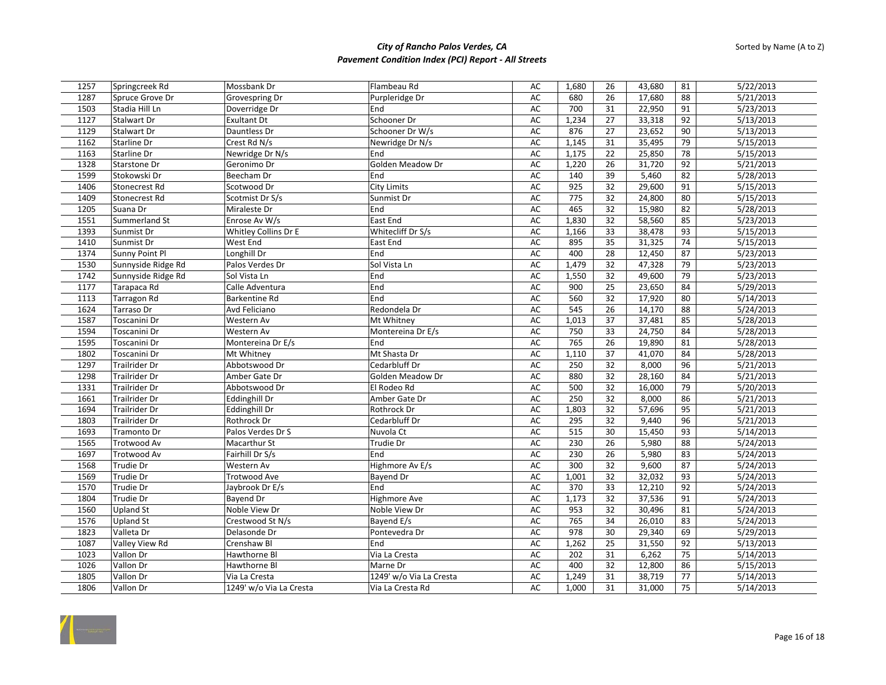# City of Rancho Palos Verdes, CA
## Pavement Condition Index (PCI) Report - All Streets

Sorted by Name (A to Z)

| | | | | | | | | | |
|---|---|---|---|---|---|---|---|---|---|
| 1257 | Springcreek Rd | Mossbank Dr | Flambeau Rd | AC | 1,680 | 26 | 43,680 | 81 | 5/22/2013 |
| 1287 | Spruce Grove Dr | Grovespring Dr | Purpleridge Dr | AC | 680 | 26 | 17,680 | 88 | 5/21/2013 |
| 1503 | Stadia Hill Ln | Doverridge Dr | End | AC | 700 | 31 | 22,950 | 91 | 5/23/2013 |
| 1127 | Stalwart Dr | Exultant Dt | Schooner Dr | AC | 1,234 | 27 | 33,318 | 92 | 5/13/2013 |
| 1129 | Stalwart Dr | Dauntless Dr | Schooner Dr W/s | AC | 876 | 27 | 23,652 | 90 | 5/13/2013 |
| 1162 | Starline Dr | Crest Rd N/s | Newridge Dr N/s | AC | 1,145 | 31 | 35,495 | 79 | 5/15/2013 |
| 1163 | Starline Dr | Newridge Dr N/s | End | AC | 1,175 | 22 | 25,850 | 78 | 5/15/2013 |
| 1328 | Starstone Dr | Geronimo Dr | Golden Meadow Dr | AC | 1,220 | 26 | 31,720 | 92 | 5/21/2013 |
| 1599 | Stokowski Dr | Beecham Dr | End | AC | 140 | 39 | 5,460 | 82 | 5/28/2013 |
| 1406 | Stonecrest Rd | Scotwood Dr | City Limits | AC | 925 | 32 | 29,600 | 91 | 5/15/2013 |
| 1409 | Stonecrest Rd | Scotmist Dr S/s | Sunmist Dr | AC | 775 | 32 | 24,800 | 80 | 5/15/2013 |
| 1205 | Suana Dr | Miraleste Dr | End | AC | 465 | 32 | 15,980 | 82 | 5/28/2013 |
| 1551 | Summerland St | Enrose Av W/s | East End | AC | 1,830 | 32 | 58,560 | 85 | 5/23/2013 |
| 1393 | Sunmist Dr | Whitley Collins Dr E | Whitecliff Dr S/s | AC | 1,166 | 33 | 38,478 | 93 | 5/15/2013 |
| 1410 | Sunmist Dr | West End | East End | AC | 895 | 35 | 31,325 | 74 | 5/15/2013 |
| 1374 | Sunny Point Pl | Longhill Dr | End | AC | 400 | 28 | 12,450 | 87 | 5/23/2013 |
| 1530 | Sunnyside Ridge Rd | Palos Verdes Dr | Sol Vista Ln | AC | 1,479 | 32 | 47,328 | 79 | 5/23/2013 |
| 1742 | Sunnyside Ridge Rd | Sol Vista Ln | End | AC | 1,550 | 32 | 49,600 | 79 | 5/23/2013 |
| 1177 | Tarapaca Rd | Calle Adventura | End | AC | 900 | 25 | 23,650 | 84 | 5/29/2013 |
| 1113 | Tarragon Rd | Barkentine Rd | End | AC | 560 | 32 | 17,920 | 80 | 5/14/2013 |
| 1624 | Tarraso Dr | Avd Feliciano | Redondela Dr | AC | 545 | 26 | 14,170 | 88 | 5/24/2013 |
| 1587 | Toscanini Dr | Western Av | Mt Whitney | AC | 1,013 | 37 | 37,481 | 85 | 5/28/2013 |
| 1594 | Toscanini Dr | Western Av | Montereina Dr E/s | AC | 750 | 33 | 24,750 | 84 | 5/28/2013 |
| 1595 | Toscanini Dr | Montereina Dr E/s | End | AC | 765 | 26 | 19,890 | 81 | 5/28/2013 |
| 1802 | Toscanini Dr | Mt Whitney | Mt Shasta Dr | AC | 1,110 | 37 | 41,070 | 84 | 5/28/2013 |
| 1297 | Trailrider Dr | Abbotswood Dr | Cedarbluff Dr | AC | 250 | 32 | 8,000 | 96 | 5/21/2013 |
| 1298 | Trailrider Dr | Amber Gate Dr | Golden Meadow Dr | AC | 880 | 32 | 28,160 | 84 | 5/21/2013 |
| 1331 | Trailrider Dr | Abbotswood Dr | El Rodeo Rd | AC | 500 | 32 | 16,000 | 79 | 5/20/2013 |
| 1661 | Trailrider Dr | Eddinghill Dr | Amber Gate Dr | AC | 250 | 32 | 8,000 | 86 | 5/21/2013 |
| 1694 | Trailrider Dr | Eddinghill Dr | Rothrock Dr | AC | 1,803 | 32 | 57,696 | 95 | 5/21/2013 |
| 1803 | Trailrider Dr | Rothrock Dr | Cedarbluff Dr | AC | 295 | 32 | 9,440 | 96 | 5/21/2013 |
| 1693 | Tramonto Dr | Palos Verdes Dr S | Nuvola Ct | AC | 515 | 30 | 15,450 | 93 | 5/14/2013 |
| 1565 | Trotwood Av | Macarthur St | Trudie Dr | AC | 230 | 26 | 5,980 | 88 | 5/24/2013 |
| 1697 | Trotwood Av | Fairhill Dr S/s | End | AC | 230 | 26 | 5,980 | 83 | 5/24/2013 |
| 1568 | Trudie Dr | Western Av | Highmore Av E/s | AC | 300 | 32 | 9,600 | 87 | 5/24/2013 |
| 1569 | Trudie Dr | Trotwood Ave | Bayend Dr | AC | 1,001 | 32 | 32,032 | 93 | 5/24/2013 |
| 1570 | Trudie Dr | Jaybrook Dr E/s | End | AC | 370 | 33 | 12,210 | 92 | 5/24/2013 |
| 1804 | Trudie Dr | Bayend Dr | Highmore Ave | AC | 1,173 | 32 | 37,536 | 91 | 5/24/2013 |
| 1560 | Upland St | Noble View Dr | Noble View Dr | AC | 953 | 32 | 30,496 | 81 | 5/24/2013 |
| 1576 | Upland St | Crestwood St N/s | Bayend E/s | AC | 765 | 34 | 26,010 | 83 | 5/24/2013 |
| 1823 | Valleta Dr | Delasonde Dr | Pontevedra Dr | AC | 978 | 30 | 29,340 | 69 | 5/29/2013 |
| 1087 | Valley View Rd | Crenshaw Bl | End | AC | 1,262 | 25 | 31,550 | 92 | 5/13/2013 |
| 1023 | Vallon Dr | Hawthorne Bl | Via La Cresta | AC | 202 | 31 | 6,262 | 75 | 5/14/2013 |
| 1026 | Vallon Dr | Hawthorne Bl | Marne Dr | AC | 400 | 32 | 12,800 | 86 | 5/15/2013 |
| 1805 | Vallon Dr | Via La Cresta | 1249' w/o Via La Cresta | AC | 1,249 | 31 | 38,719 | 77 | 5/14/2013 |
| 1806 | Vallon Dr | 1249' w/o Via La Cresta | Via La Cresta Rd | AC | 1,000 | 31 | 31,000 | 75 | 5/14/2013 |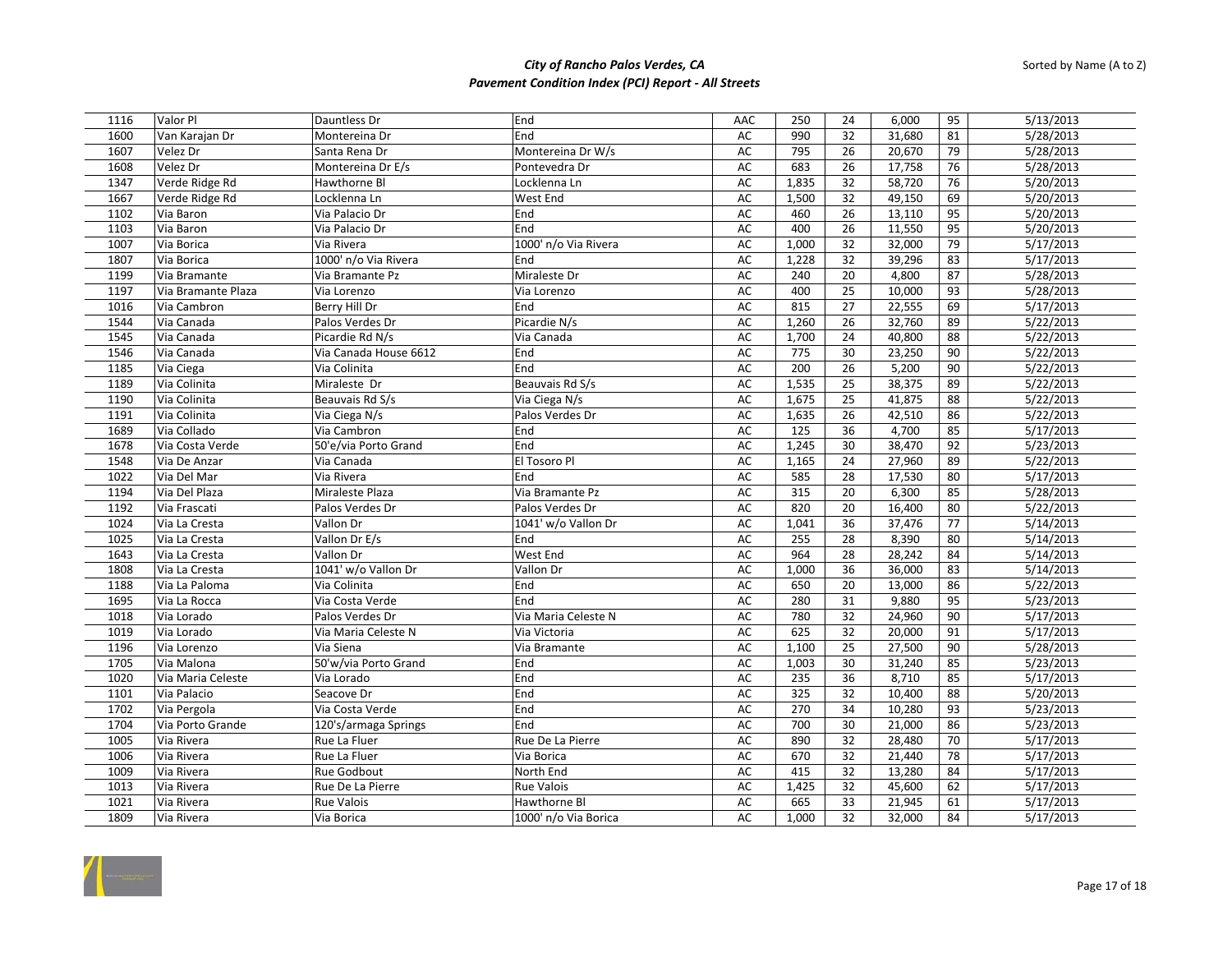| | | | | | | | | | |
|---|---|---|---|---|---|---|---|---|---|
| 1116 | Valor Pl | Dauntless Dr | End | AAC | 250 | 24 | 6,000 | 95 | 5/13/2013 |
| 1600 | Van Karajan Dr | Montereina Dr | End | AC | 990 | 32 | 31,680 | 81 | 5/28/2013 |
| 1607 | Velez Dr | Santa Rena Dr | Montereina Dr W/s | AC | 795 | 26 | 20,670 | 79 | 5/28/2013 |
| 1608 | Velez Dr | Montereina Dr E/s | Pontevedra Dr | AC | 683 | 26 | 17,758 | 76 | 5/28/2013 |
| 1347 | Verde Ridge Rd | Hawthorne Bl | Locklenna Ln | AC | 1,835 | 32 | 58,720 | 76 | 5/20/2013 |
| 1667 | Verde Ridge Rd | Locklenna Ln | West End | AC | 1,500 | 32 | 49,150 | 69 | 5/20/2013 |
| 1102 | Via Baron | Via Palacio Dr | End | AC | 460 | 26 | 13,110 | 95 | 5/20/2013 |
| 1103 | Via Baron | Via Palacio Dr | End | AC | 400 | 26 | 11,550 | 95 | 5/20/2013 |
| 1007 | Via Borica | Via Rivera | 1000' n/o Via Rivera | AC | 1,000 | 32 | 32,000 | 79 | 5/17/2013 |
| 1807 | Via Borica | 1000' n/o Via Rivera | End | AC | 1,228 | 32 | 39,296 | 83 | 5/17/2013 |
| 1199 | Via Bramante | Via Bramante Pz | Miraleste Dr | AC | 240 | 20 | 4,800 | 87 | 5/28/2013 |
| 1197 | Via Bramante Plaza | Via Lorenzo | Via Lorenzo | AC | 400 | 25 | 10,000 | 93 | 5/28/2013 |
| 1016 | Via Cambron | Berry Hill Dr | End | AC | 815 | 27 | 22,555 | 69 | 5/17/2013 |
| 1544 | Via Canada | Palos Verdes Dr | Picardie N/s | AC | 1,260 | 26 | 32,760 | 89 | 5/22/2013 |
| 1545 | Via Canada | Picardie Rd N/s | Via Canada | AC | 1,700 | 24 | 40,800 | 88 | 5/22/2013 |
| 1546 | Via Canada | Via Canada House 6612 | End | AC | 775 | 30 | 23,250 | 90 | 5/22/2013 |
| 1185 | Via Ciega | Via Colinita | End | AC | 200 | 26 | 5,200 | 90 | 5/22/2013 |
| 1189 | Via Colinita | Miraleste Dr | Beauvais Rd S/s | AC | 1,535 | 25 | 38,375 | 89 | 5/22/2013 |
| 1190 | Via Colinita | Beauvais Rd S/s | Via Ciega N/s | AC | 1,675 | 25 | 41,875 | 88 | 5/22/2013 |
| 1191 | Via Colinita | Via Ciega N/s | Palos Verdes Dr | AC | 1,635 | 26 | 42,510 | 86 | 5/22/2013 |
| 1689 | Via Collado | Via Cambron | End | AC | 125 | 36 | 4,700 | 85 | 5/17/2013 |
| 1678 | Via Costa Verde | 50'e/via Porto Grand | End | AC | 1,245 | 30 | 38,470 | 92 | 5/23/2013 |
| 1548 | Via De Anzar | Via Canada | El Tosoro Pl | AC | 1,165 | 24 | 27,960 | 89 | 5/22/2013 |
| 1022 | Via Del Mar | Via Rivera | End | AC | 585 | 28 | 17,530 | 80 | 5/17/2013 |
| 1194 | Via Del Plaza | Miraleste Plaza | Via Bramante Pz | AC | 315 | 20 | 6,300 | 85 | 5/28/2013 |
| 1192 | Via Frascati | Palos Verdes Dr | Palos Verdes Dr | AC | 820 | 20 | 16,400 | 80 | 5/22/2013 |
| 1024 | Via La Cresta | Vallon Dr | 1041' w/o Vallon Dr | AC | 1,041 | 36 | 37,476 | 77 | 5/14/2013 |
| 1025 | Via La Cresta | Vallon Dr E/s | End | AC | 255 | 28 | 8,390 | 80 | 5/14/2013 |
| 1643 | Via La Cresta | Vallon Dr | West End | AC | 964 | 28 | 28,242 | 84 | 5/14/2013 |
| 1808 | Via La Cresta | 1041' w/o Vallon Dr | Vallon Dr | AC | 1,000 | 36 | 36,000 | 83 | 5/14/2013 |
| 1188 | Via La Paloma | Via Colinita | End | AC | 650 | 20 | 13,000 | 86 | 5/22/2013 |
| 1695 | Via La Rocca | Via Costa Verde | End | AC | 280 | 31 | 9,880 | 95 | 5/23/2013 |
| 1018 | Via Lorado | Palos Verdes Dr | Via Maria Celeste N | AC | 780 | 32 | 24,960 | 90 | 5/17/2013 |
| 1019 | Via Lorado | Via Maria Celeste N | Via Victoria | AC | 625 | 32 | 20,000 | 91 | 5/17/2013 |
| 1196 | Via Lorenzo | Via Siena | Via Bramante | AC | 1,100 | 25 | 27,500 | 90 | 5/28/2013 |
| 1705 | Via Malona | 50'w/via Porto Grand | End | AC | 1,003 | 30 | 31,240 | 85 | 5/23/2013 |
| 1020 | Via Maria Celeste | Via Lorado | End | AC | 235 | 36 | 8,710 | 85 | 5/17/2013 |
| 1101 | Via Palacio | Seacove Dr | End | AC | 325 | 32 | 10,400 | 88 | 5/20/2013 |
| 1702 | Via Pergola | Via Costa Verde | End | AC | 270 | 34 | 10,280 | 93 | 5/23/2013 |
| 1704 | Via Porto Grande | 120's/armaga Springs | End | AC | 700 | 30 | 21,000 | 86 | 5/23/2013 |
| 1005 | Via Rivera | Rue La Fluer | Rue De La Pierre | AC | 890 | 32 | 28,480 | 70 | 5/17/2013 |
| 1006 | Via Rivera | Rue La Fluer | Via Borica | AC | 670 | 32 | 21,440 | 78 | 5/17/2013 |
| 1009 | Via Rivera | Rue Godbout | North End | AC | 415 | 32 | 13,280 | 84 | 5/17/2013 |
| 1013 | Via Rivera | Rue De La Pierre | Rue Valois | AC | 1,425 | 32 | 45,600 | 62 | 5/17/2013 |
| 1021 | Via Rivera | Rue Valois | Hawthorne Bl | AC | 665 | 33 | 21,945 | 61 | 5/17/2013 |
| 1809 | Via Rivera | Via Borica | 1000' n/o Via Borica | AC | 1,000 | 32 | 32,000 | 84 | 5/17/2013 |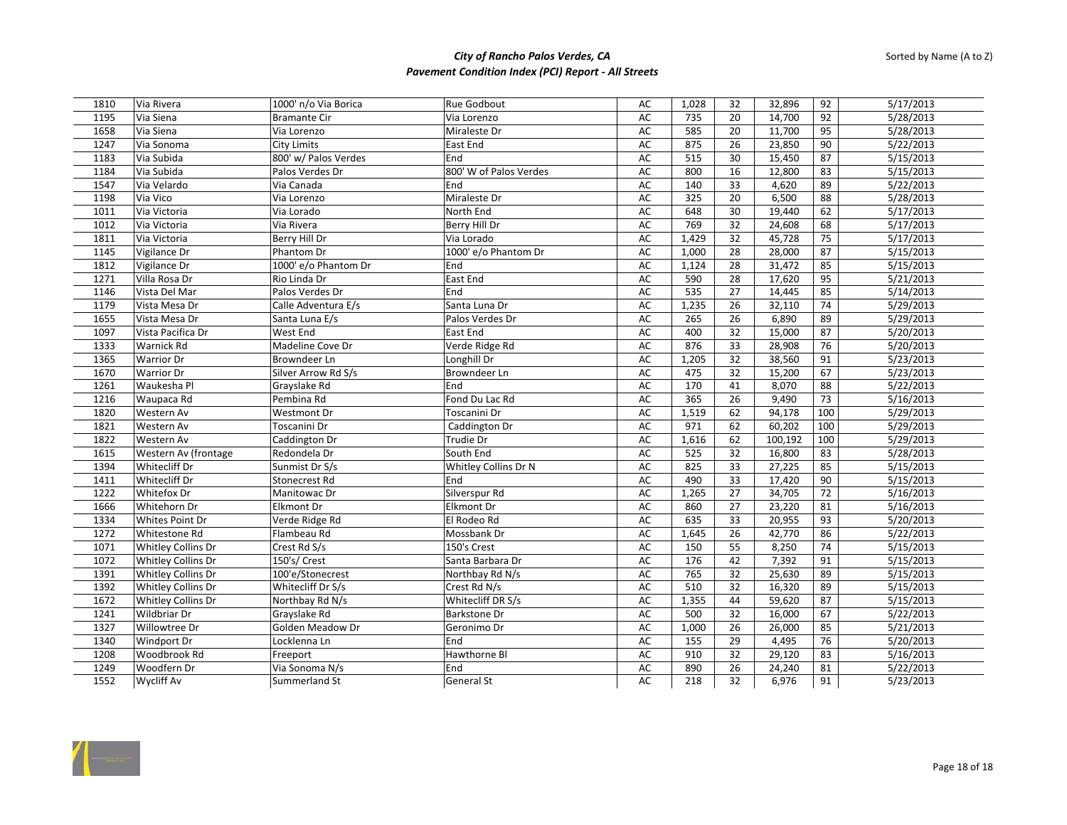| | | | | | | | | | |
|---|---|---|---|---|---|---|---|---|---|
| 1810 | Via Rivera | 1000' n/o Via Borica | Rue Godbout | AC | 1,028 | 32 | 32,896 | 92 | 5/17/2013 |
| 1195 | Via Siena | Bramante Cir | Via Lorenzo | AC | 735 | 20 | 14,700 | 92 | 5/28/2013 |
| 1658 | Via Siena | Via Lorenzo | Miraleste Dr | AC | 585 | 20 | 11,700 | 95 | 5/28/2013 |
| 1247 | Via Sonoma | City Limits | East End | AC | 875 | 26 | 23,850 | 90 | 5/22/2013 |
| 1183 | Via Subida | 800' w/ Palos Verdes | End | AC | 515 | 30 | 15,450 | 87 | 5/15/2013 |
| 1184 | Via Subida | Palos Verdes Dr | 800' W of Palos Verdes | AC | 800 | 16 | 12,800 | 83 | 5/15/2013 |
| 1547 | Via Velardo | Via Canada | End | AC | 140 | 33 | 4,620 | 89 | 5/22/2013 |
| 1198 | Via Vico | Via Lorenzo | Miraleste Dr | AC | 325 | 20 | 6,500 | 88 | 5/28/2013 |
| 1011 | Via Victoria | Via Lorado | North End | AC | 648 | 30 | 19,440 | 62 | 5/17/2013 |
| 1012 | Via Victoria | Via Rivera | Berry Hill Dr | AC | 769 | 32 | 24,608 | 68 | 5/17/2013 |
| 1811 | Via Victoria | Berry Hill Dr | Via Lorado | AC | 1,429 | 32 | 45,728 | 75 | 5/17/2013 |
| 1145 | Vigilance Dr | Phantom Dr | 1000' e/o Phantom Dr | AC | 1,000 | 28 | 28,000 | 87 | 5/15/2013 |
| 1812 | Vigilance Dr | 1000' e/o Phantom Dr | End | AC | 1,124 | 28 | 31,472 | 85 | 5/15/2013 |
| 1271 | Villa Rosa Dr | Rio Linda Dr | East End | AC | 590 | 28 | 17,620 | 95 | 5/21/2013 |
| 1146 | Vista Del Mar | Palos Verdes Dr | End | AC | 535 | 27 | 14,445 | 85 | 5/14/2013 |
| 1179 | Vista Mesa Dr | Calle Adventura E/s | Santa Luna Dr | AC | 1,235 | 26 | 32,110 | 74 | 5/29/2013 |
| 1655 | Vista Mesa Dr | Santa Luna E/s | Palos Verdes Dr | AC | 265 | 26 | 6,890 | 89 | 5/29/2013 |
| 1097 | Vista Pacifica Dr | West End | East End | AC | 400 | 32 | 15,000 | 87 | 5/20/2013 |
| 1333 | Warnick Rd | Madeline Cove Dr | Verde Ridge Rd | AC | 876 | 33 | 28,908 | 76 | 5/20/2013 |
| 1365 | Warrior Dr | Browndeer Ln | Longhill Dr | AC | 1,205 | 32 | 38,560 | 91 | 5/23/2013 |
| 1670 | Warrior Dr | Silver Arrow Rd S/s | Browndeer Ln | AC | 475 | 32 | 15,200 | 67 | 5/23/2013 |
| 1261 | Waukesha Pl | Grayslake Rd | End | AC | 170 | 41 | 8,070 | 88 | 5/22/2013 |
| 1216 | Waupaca Rd | Pembina Rd | Fond Du Lac Rd | AC | 365 | 26 | 9,490 | 73 | 5/16/2013 |
| 1820 | Western Av | Westmont Dr | Toscanini Dr | AC | 1,519 | 62 | 94,178 | 100 | 5/29/2013 |
| 1821 | Western Av | Toscanini Dr | Caddington Dr | AC | 971 | 62 | 60,202 | 100 | 5/29/2013 |
| 1822 | Western Av | Caddington Dr | Trudie Dr | AC | 1,616 | 62 | 100,192 | 100 | 5/29/2013 |
| 1615 | Western Av (frontage | Redondela Dr | South End | AC | 525 | 32 | 16,800 | 83 | 5/28/2013 |
| 1394 | Whitecliff Dr | Sunmist Dr S/s | Whitley Collins Dr N | AC | 825 | 33 | 27,225 | 85 | 5/15/2013 |
| 1411 | Whitecliff Dr | Stonecrest Rd | End | AC | 490 | 33 | 17,420 | 90 | 5/15/2013 |
| 1222 | Whitefox Dr | Manitowac Dr | Silverspur Rd | AC | 1,265 | 27 | 34,705 | 72 | 5/16/2013 |
| 1666 | Whitehorn Dr | Elkmont Dr | Elkmont Dr | AC | 860 | 27 | 23,220 | 81 | 5/16/2013 |
| 1334 | Whites Point Dr | Verde Ridge Rd | El Rodeo Rd | AC | 635 | 33 | 20,955 | 93 | 5/20/2013 |
| 1272 | Whitestone Rd | Flambeau Rd | Mossbank Dr | AC | 1,645 | 26 | 42,770 | 86 | 5/22/2013 |
| 1071 | Whitley Collins Dr | Crest Rd S/s | 150's Crest | AC | 150 | 55 | 8,250 | 74 | 5/15/2013 |
| 1072 | Whitley Collins Dr | 150's/ Crest | Santa Barbara Dr | AC | 176 | 42 | 7,392 | 91 | 5/15/2013 |
| 1391 | Whitley Collins Dr | 100'e/Stonecrest | Northbay Rd N/s | AC | 765 | 32 | 25,630 | 89 | 5/15/2013 |
| 1392 | Whitley Collins Dr | Whitecliff Dr S/s | Crest Rd N/s | AC | 510 | 32 | 16,320 | 89 | 5/15/2013 |
| 1672 | Whitley Collins Dr | Northbay Rd N/s | Whitecliff DR S/s | AC | 1,355 | 44 | 59,620 | 87 | 5/15/2013 |
| 1241 | Wildbriar Dr | Grayslake Rd | Barkstone Dr | AC | 500 | 32 | 16,000 | 67 | 5/22/2013 |
| 1327 | Willowtree Dr | Golden Meadow Dr | Geronimo Dr | AC | 1,000 | 26 | 26,000 | 85 | 5/21/2013 |
| 1340 | Windport Dr | Locklenna Ln | End | AC | 155 | 29 | 4,495 | 76 | 5/20/2013 |
| 1208 | Woodbrook Rd | Freeport | Hawthorne Bl | AC | 910 | 32 | 29,120 | 83 | 5/16/2013 |
| 1249 | Woodfern Dr | Via Sonoma N/s | End | AC | 890 | 26 | 24,240 | 81 | 5/22/2013 |
| 1552 | Wycliff Av | Summerland St | General St | AC | 218 | 32 | 6,976 | 91 | 5/23/2013 |